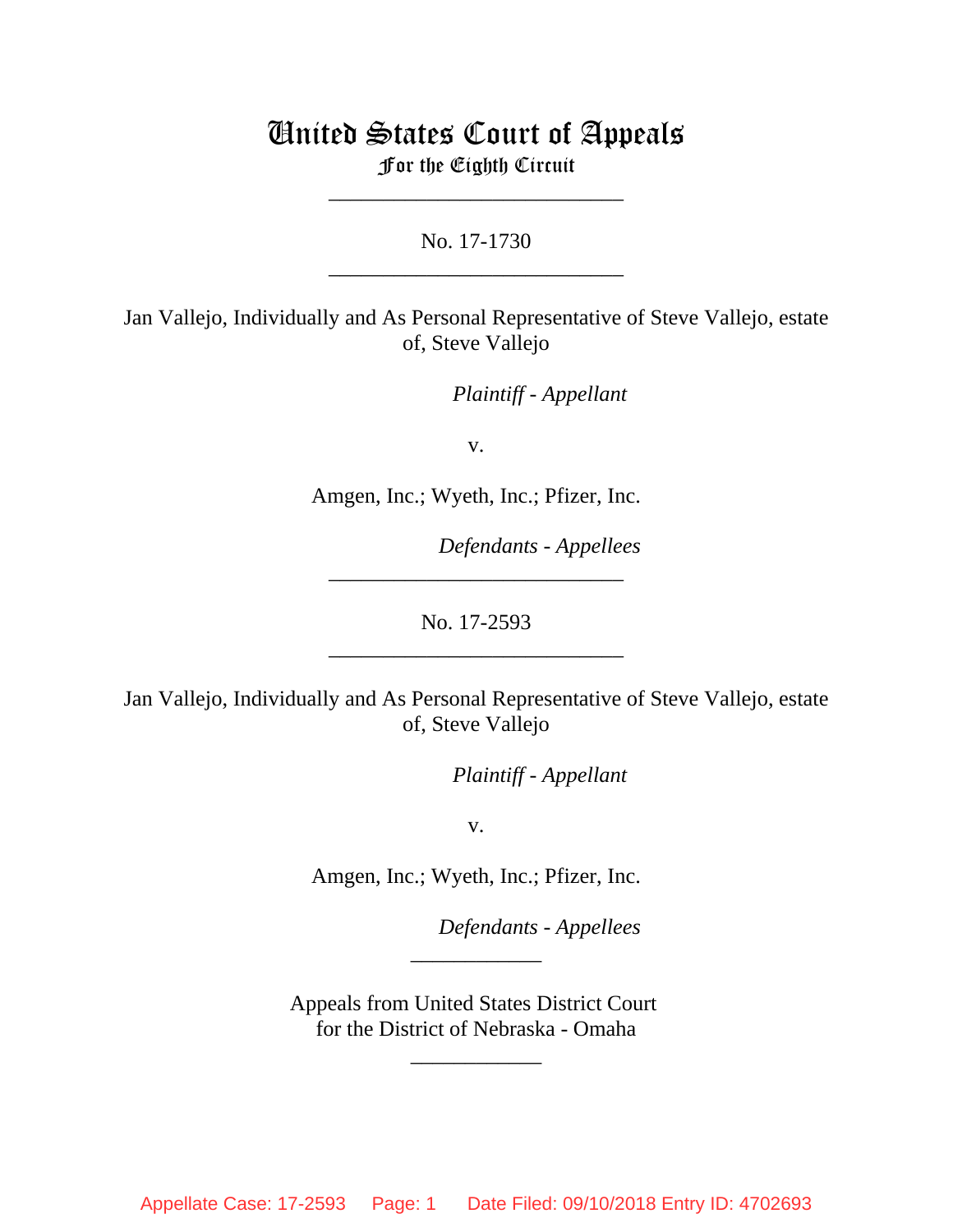# United States Court of Appeals
## For the Eighth Circuit

___________________________

No. 17-1730

___________________________

Jan Vallejo, Individually and As Personal Representative of Steve Vallejo, estate of, Steve Vallejo

*Plaintiff - Appellant*

v.

Amgen, Inc.; Wyeth, Inc.; Pfizer, Inc.

*Defendants - Appellees*

___________________________

No. 17-2593

___________________________

Jan Vallejo, Individually and As Personal Representative of Steve Vallejo, estate of, Steve Vallejo

*Plaintiff - Appellant*

v.

Amgen, Inc.; Wyeth, Inc.; Pfizer, Inc.

*Defendants - Appellees*

____________

Appeals from United States District Court
for the District of Nebraska - Omaha

____________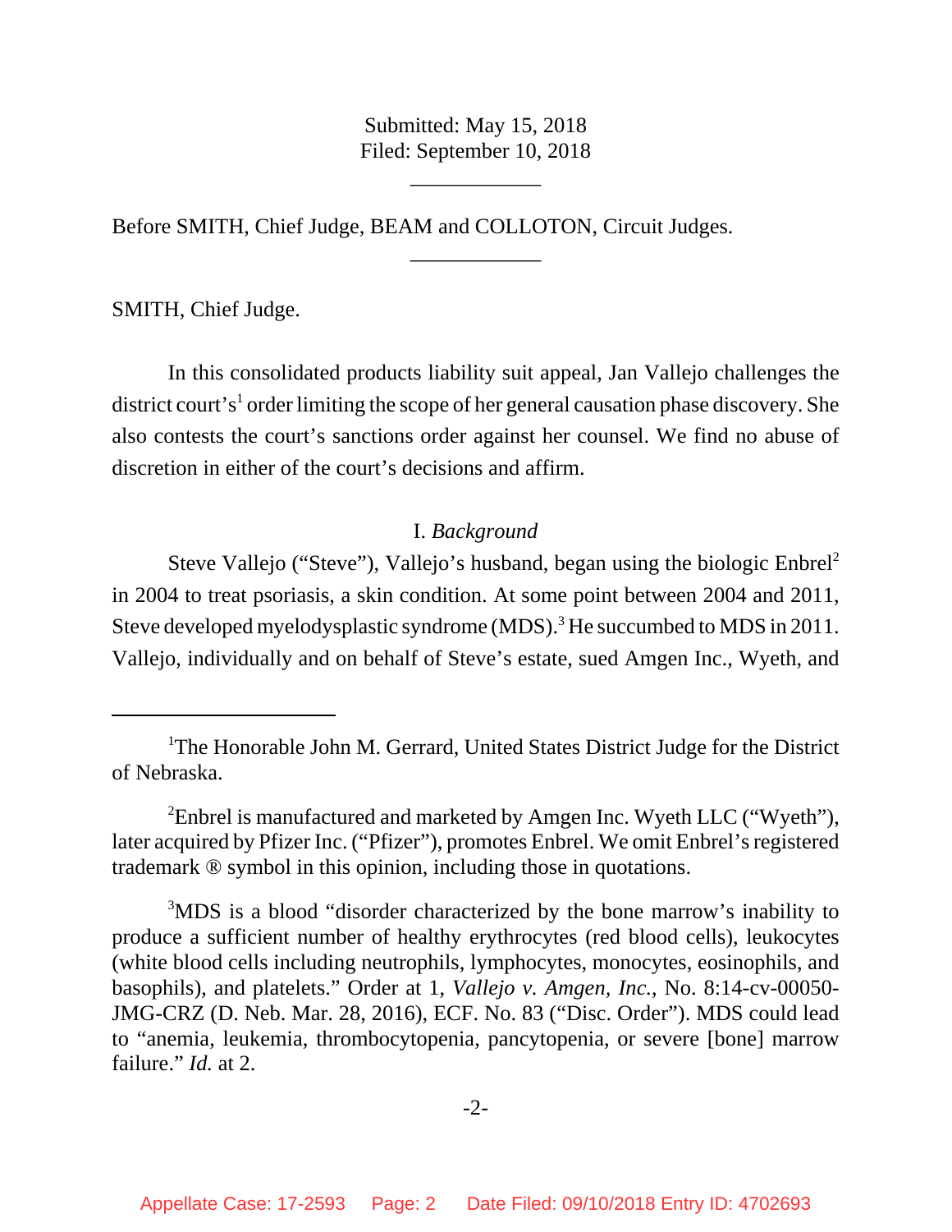Submitted: May 15, 2018
Filed: September 10, 2018

____________

Before SMITH, Chief Judge, BEAM and COLLOTON, Circuit Judges.

____________

SMITH, Chief Judge.

In this consolidated products liability suit appeal, Jan Vallejo challenges the district court's[1] order limiting the scope of her general causation phase discovery. She also contests the court's sanctions order against her counsel. We find no abuse of discretion in either of the court's decisions and affirm.

## I. *Background*

Steve Vallejo ("Steve"), Vallejo's husband, began using the biologic Enbrel[2] in 2004 to treat psoriasis, a skin condition. At some point between 2004 and 2011, Steve developed myelodysplastic syndrome (MDS).[3] He succumbed to MDS in 2011. Vallejo, individually and on behalf of Steve's estate, sued Amgen Inc., Wyeth, and

---

[1]The Honorable John M. Gerrard, United States District Judge for the District of Nebraska.

[2]Enbrel is manufactured and marketed by Amgen Inc. Wyeth LLC ("Wyeth"), later acquired by Pfizer Inc. ("Pfizer"), promotes Enbrel. We omit Enbrel's registered trademark ® symbol in this opinion, including those in quotations.

[3]MDS is a blood "disorder characterized by the bone marrow's inability to produce a sufficient number of healthy erythrocytes (red blood cells), leukocytes (white blood cells including neutrophils, lymphocytes, monocytes, eosinophils, and basophils), and platelets." Order at 1, *Vallejo v. Amgen, Inc.*, No. 8:14-cv-00050-JMG-CRZ (D. Neb. Mar. 28, 2016), ECF. No. 83 ("Disc. Order"). MDS could lead to "anemia, leukemia, thrombocytopenia, pancytopenia, or severe [bone] marrow failure." *Id.* at 2.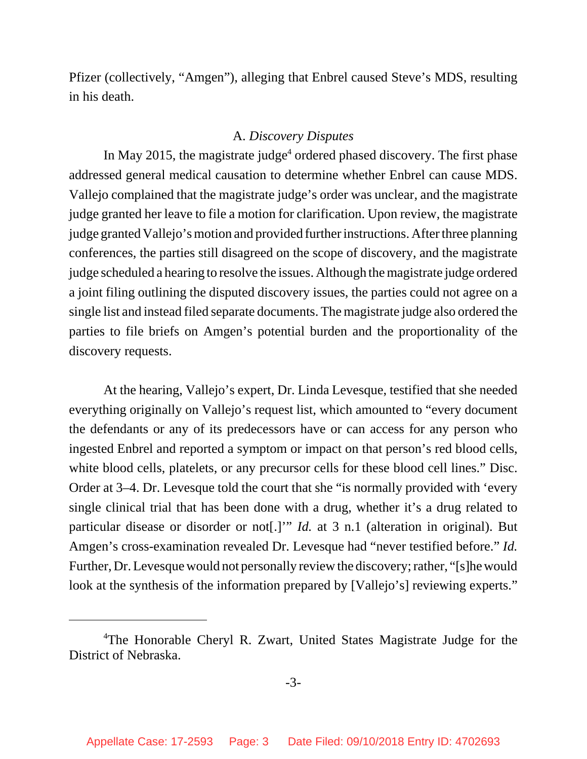Pfizer (collectively, "Amgen"), alleging that Enbrel caused Steve's MDS, resulting in his death.

### A. *Discovery Disputes*

In May 2015, the magistrate judge[4] ordered phased discovery. The first phase addressed general medical causation to determine whether Enbrel can cause MDS. Vallejo complained that the magistrate judge's order was unclear, and the magistrate judge granted her leave to file a motion for clarification. Upon review, the magistrate judge granted Vallejo's motion and provided further instructions. After three planning conferences, the parties still disagreed on the scope of discovery, and the magistrate judge scheduled a hearing to resolve the issues. Although the magistrate judge ordered a joint filing outlining the disputed discovery issues, the parties could not agree on a single list and instead filed separate documents. The magistrate judge also ordered the parties to file briefs on Amgen's potential burden and the proportionality of the discovery requests.

At the hearing, Vallejo's expert, Dr. Linda Levesque, testified that she needed everything originally on Vallejo's request list, which amounted to "every document the defendants or any of its predecessors have or can access for any person who ingested Enbrel and reported a symptom or impact on that person's red blood cells, white blood cells, platelets, or any precursor cells for these blood cell lines." Disc. Order at 3–4. Dr. Levesque told the court that she "is normally provided with 'every single clinical trial that has been done with a drug, whether it's a drug related to particular disease or disorder or not[.]'" *Id.* at 3 n.1 (alteration in original). But Amgen's cross-examination revealed Dr. Levesque had "never testified before." *Id.* Further, Dr. Levesque would not personally review the discovery; rather, "[s]he would look at the synthesis of the information prepared by [Vallejo's] reviewing experts."

---

[4]The Honorable Cheryl R. Zwart, United States Magistrate Judge for the District of Nebraska.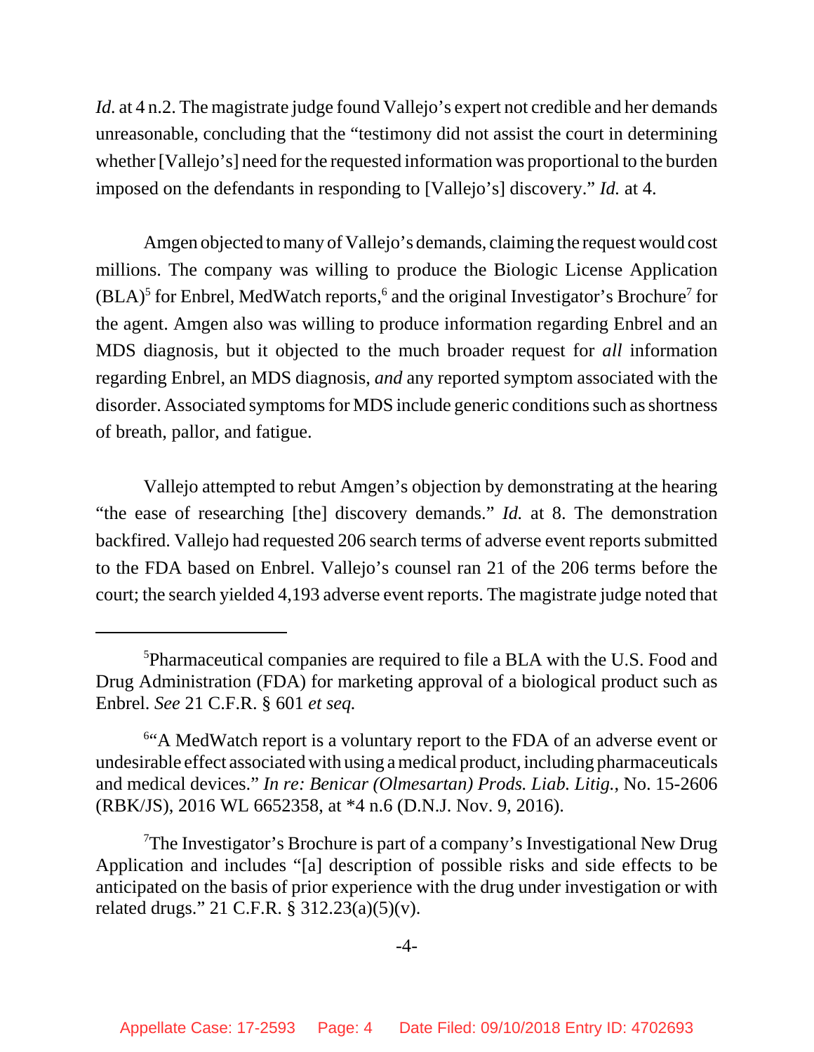*Id.* at 4 n.2. The magistrate judge found Vallejo's expert not credible and her demands unreasonable, concluding that the "testimony did not assist the court in determining whether [Vallejo's] need for the requested information was proportional to the burden imposed on the defendants in responding to [Vallejo's] discovery." *Id.* at 4.

Amgen objected to many of Vallejo's demands, claiming the request would cost millions. The company was willing to produce the Biologic License Application (BLA)[5] for Enbrel, MedWatch reports,[6] and the original Investigator's Brochure[7] for the agent. Amgen also was willing to produce information regarding Enbrel and an MDS diagnosis, but it objected to the much broader request for *all* information regarding Enbrel, an MDS diagnosis, *and* any reported symptom associated with the disorder. Associated symptoms for MDS include generic conditions such as shortness of breath, pallor, and fatigue.

Vallejo attempted to rebut Amgen's objection by demonstrating at the hearing "the ease of researching [the] discovery demands." *Id.* at 8. The demonstration backfired. Vallejo had requested 206 search terms of adverse event reports submitted to the FDA based on Enbrel. Vallejo's counsel ran 21 of the 206 terms before the court; the search yielded 4,193 adverse event reports. The magistrate judge noted that

---

[5]Pharmaceutical companies are required to file a BLA with the U.S. Food and Drug Administration (FDA) for marketing approval of a biological product such as Enbrel. *See* 21 C.F.R. § 601 *et seq.*

[6]"A MedWatch report is a voluntary report to the FDA of an adverse event or undesirable effect associated with using a medical product, including pharmaceuticals and medical devices." *In re: Benicar (Olmesartan) Prods. Liab. Litig.*, No. 15-2606 (RBK/JS), 2016 WL 6652358, at *4 n.6 (D.N.J. Nov. 9, 2016).

[7]The Investigator's Brochure is part of a company's Investigational New Drug Application and includes "[a] description of possible risks and side effects to be anticipated on the basis of prior experience with the drug under investigation or with related drugs." 21 C.F.R. § 312.23(a)(5)(v).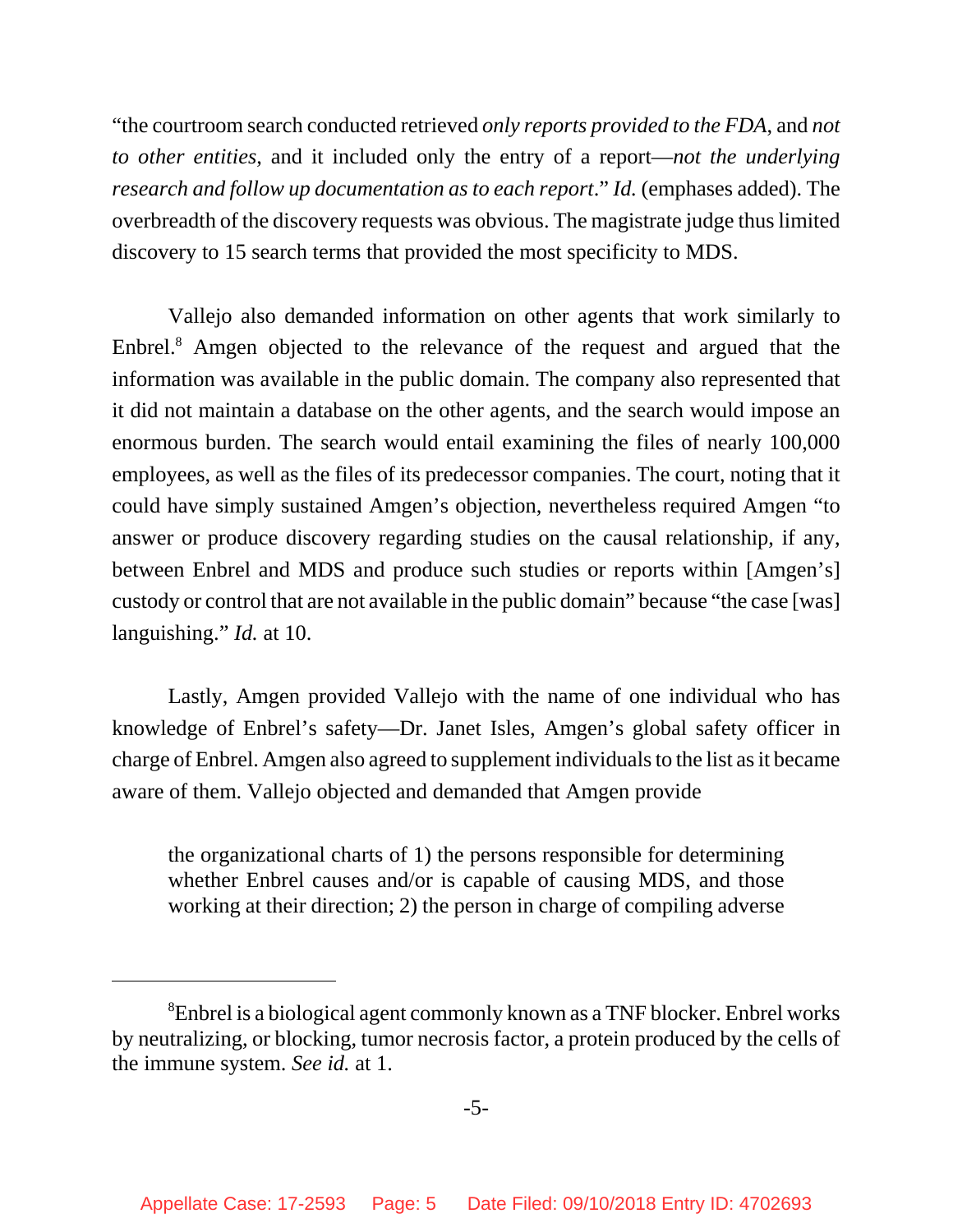"the courtroom search conducted retrieved *only reports provided to the FDA*, and *not to other entities*, and it included only the entry of a report—*not the underlying research and follow up documentation as to each report*." *Id.* (emphases added). The overbreadth of the discovery requests was obvious. The magistrate judge thus limited discovery to 15 search terms that provided the most specificity to MDS.

Vallejo also demanded information on other agents that work similarly to Enbrel.[8] Amgen objected to the relevance of the request and argued that the information was available in the public domain. The company also represented that it did not maintain a database on the other agents, and the search would impose an enormous burden. The search would entail examining the files of nearly 100,000 employees, as well as the files of its predecessor companies. The court, noting that it could have simply sustained Amgen's objection, nevertheless required Amgen "to answer or produce discovery regarding studies on the causal relationship, if any, between Enbrel and MDS and produce such studies or reports within [Amgen's] custody or control that are not available in the public domain" because "the case [was] languishing." *Id.* at 10.

Lastly, Amgen provided Vallejo with the name of one individual who has knowledge of Enbrel's safety—Dr. Janet Isles, Amgen's global safety officer in charge of Enbrel. Amgen also agreed to supplement individuals to the list as it became aware of them. Vallejo objected and demanded that Amgen provide

> the organizational charts of 1) the persons responsible for determining whether Enbrel causes and/or is capable of causing MDS, and those working at their direction; 2) the person in charge of compiling adverse

---

[8] Enbrel is a biological agent commonly known as a TNF blocker. Enbrel works by neutralizing, or blocking, tumor necrosis factor, a protein produced by the cells of the immune system. *See id.* at 1.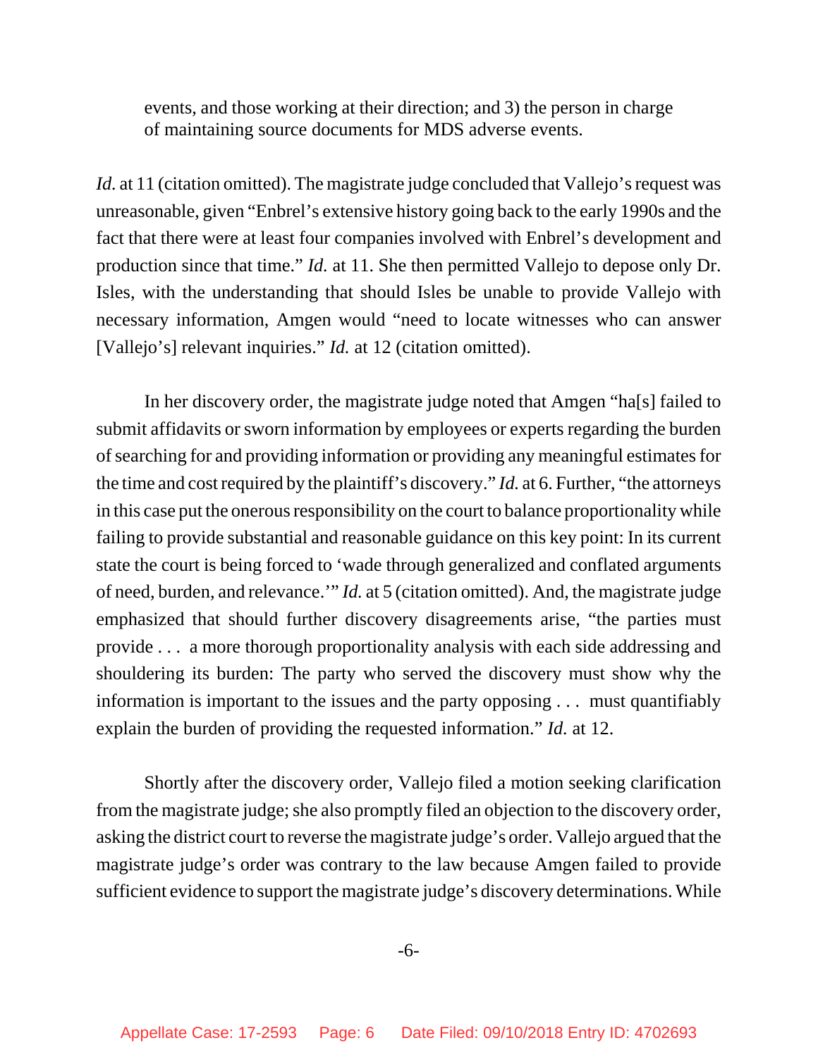events, and those working at their direction; and 3) the person in charge of maintaining source documents for MDS adverse events.

*Id.* at 11 (citation omitted). The magistrate judge concluded that Vallejo's request was unreasonable, given "Enbrel's extensive history going back to the early 1990s and the fact that there were at least four companies involved with Enbrel's development and production since that time." *Id.* at 11. She then permitted Vallejo to depose only Dr. Isles, with the understanding that should Isles be unable to provide Vallejo with necessary information, Amgen would "need to locate witnesses who can answer [Vallejo's] relevant inquiries." *Id.* at 12 (citation omitted).

In her discovery order, the magistrate judge noted that Amgen "ha[s] failed to submit affidavits or sworn information by employees or experts regarding the burden of searching for and providing information or providing any meaningful estimates for the time and cost required by the plaintiff's discovery." *Id.* at 6. Further, "the attorneys in this case put the onerous responsibility on the court to balance proportionality while failing to provide substantial and reasonable guidance on this key point: In its current state the court is being forced to 'wade through generalized and conflated arguments of need, burden, and relevance.'" *Id.* at 5 (citation omitted). And, the magistrate judge emphasized that should further discovery disagreements arise, "the parties must provide . . . a more thorough proportionality analysis with each side addressing and shouldering its burden: The party who served the discovery must show why the information is important to the issues and the party opposing . . . must quantifiably explain the burden of providing the requested information." *Id.* at 12.

Shortly after the discovery order, Vallejo filed a motion seeking clarification from the magistrate judge; she also promptly filed an objection to the discovery order, asking the district court to reverse the magistrate judge's order. Vallejo argued that the magistrate judge's order was contrary to the law because Amgen failed to provide sufficient evidence to support the magistrate judge's discovery determinations. While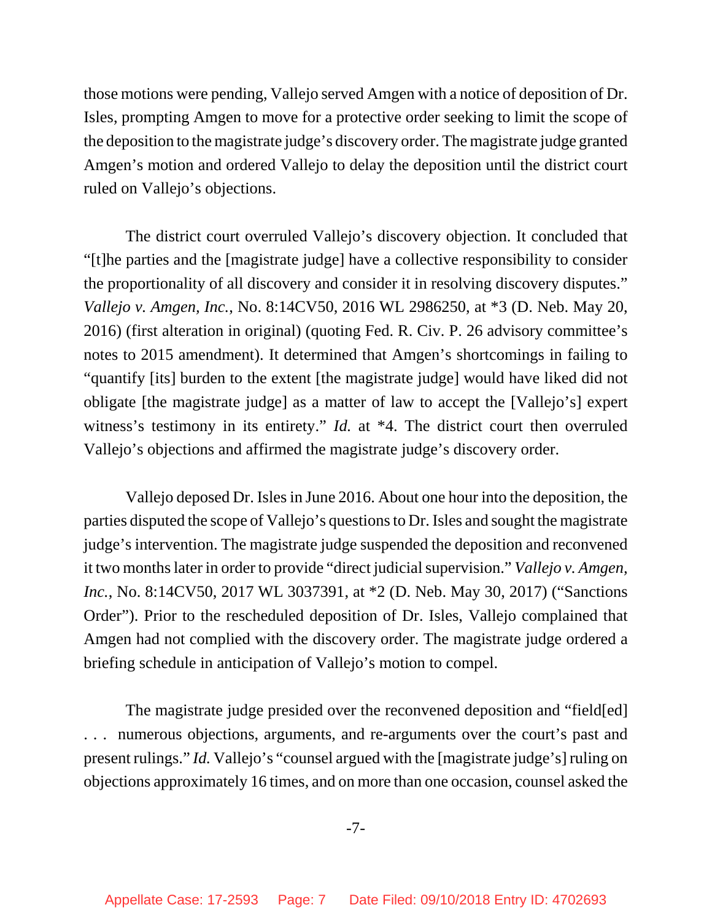those motions were pending, Vallejo served Amgen with a notice of deposition of Dr. Isles, prompting Amgen to move for a protective order seeking to limit the scope of the deposition to the magistrate judge's discovery order. The magistrate judge granted Amgen's motion and ordered Vallejo to delay the deposition until the district court ruled on Vallejo's objections.

The district court overruled Vallejo's discovery objection. It concluded that "[t]he parties and the [magistrate judge] have a collective responsibility to consider the proportionality of all discovery and consider it in resolving discovery disputes." *Vallejo v. Amgen, Inc.*, No. 8:14CV50, 2016 WL 2986250, at *3 (D. Neb. May 20, 2016) (first alteration in original) (quoting Fed. R. Civ. P. 26 advisory committee's notes to 2015 amendment). It determined that Amgen's shortcomings in failing to "quantify [its] burden to the extent [the magistrate judge] would have liked did not obligate [the magistrate judge] as a matter of law to accept the [Vallejo's] expert witness's testimony in its entirety." *Id.* at *4. The district court then overruled Vallejo's objections and affirmed the magistrate judge's discovery order.

Vallejo deposed Dr. Isles in June 2016. About one hour into the deposition, the parties disputed the scope of Vallejo's questions to Dr. Isles and sought the magistrate judge's intervention. The magistrate judge suspended the deposition and reconvened it two months later in order to provide "direct judicial supervision." *Vallejo v. Amgen, Inc.*, No. 8:14CV50, 2017 WL 3037391, at *2 (D. Neb. May 30, 2017) ("Sanctions Order"). Prior to the rescheduled deposition of Dr. Isles, Vallejo complained that Amgen had not complied with the discovery order. The magistrate judge ordered a briefing schedule in anticipation of Vallejo's motion to compel.

The magistrate judge presided over the reconvened deposition and "field[ed] . . . numerous objections, arguments, and re-arguments over the court's past and present rulings." *Id.* Vallejo's "counsel argued with the [magistrate judge's] ruling on objections approximately 16 times, and on more than one occasion, counsel asked the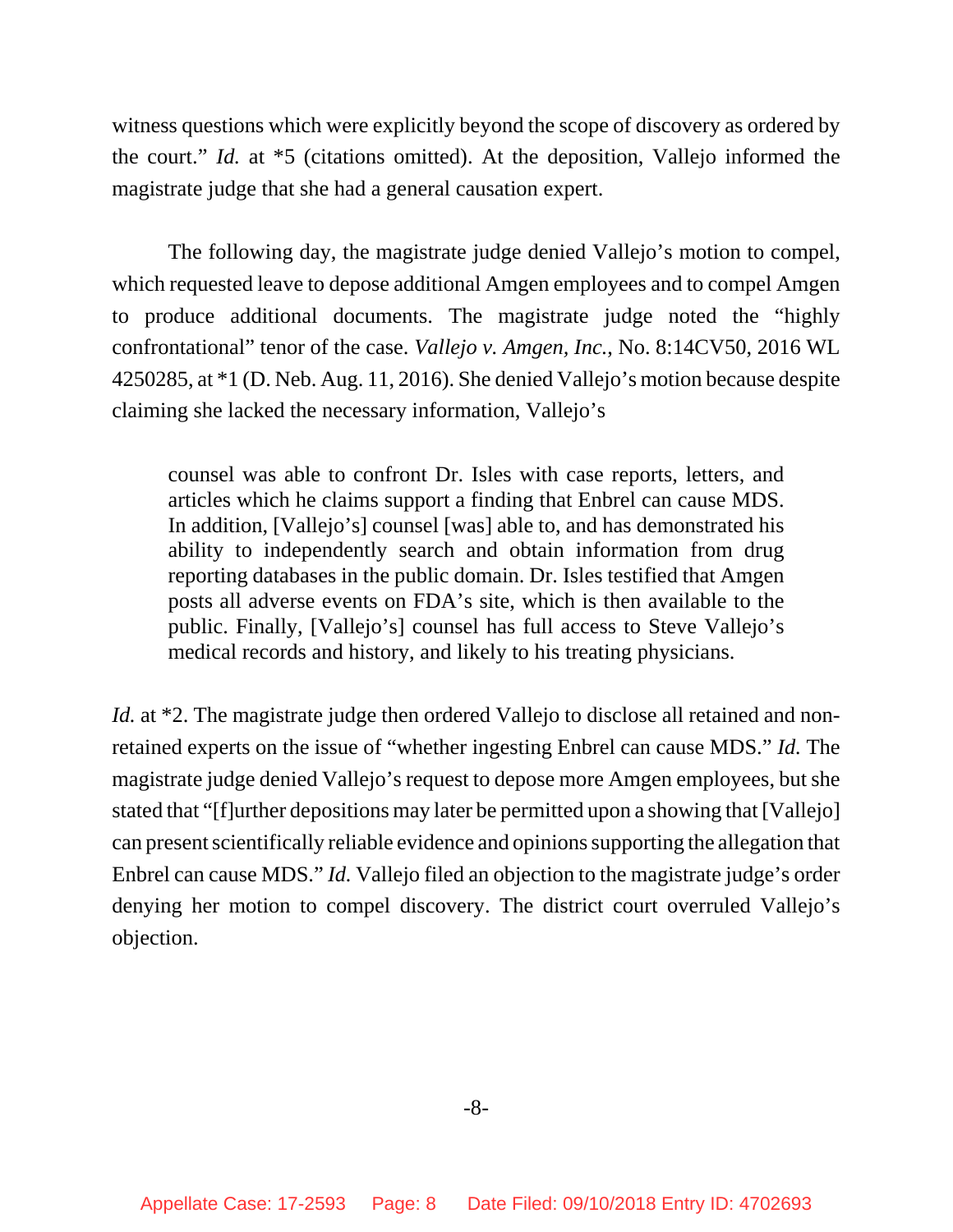witness questions which were explicitly beyond the scope of discovery as ordered by the court." *Id.* at *5 (citations omitted). At the deposition, Vallejo informed the magistrate judge that she had a general causation expert.

The following day, the magistrate judge denied Vallejo's motion to compel, which requested leave to depose additional Amgen employees and to compel Amgen to produce additional documents. The magistrate judge noted the "highly confrontational" tenor of the case. *Vallejo v. Amgen, Inc.*, No. 8:14CV50, 2016 WL 4250285, at *1 (D. Neb. Aug. 11, 2016). She denied Vallejo's motion because despite claiming she lacked the necessary information, Vallejo's

> counsel was able to confront Dr. Isles with case reports, letters, and articles which he claims support a finding that Enbrel can cause MDS. In addition, [Vallejo's] counsel [was] able to, and has demonstrated his ability to independently search and obtain information from drug reporting databases in the public domain. Dr. Isles testified that Amgen posts all adverse events on FDA's site, which is then available to the public. Finally, [Vallejo's] counsel has full access to Steve Vallejo's medical records and history, and likely to his treating physicians.

*Id.* at *2. The magistrate judge then ordered Vallejo to disclose all retained and non-retained experts on the issue of "whether ingesting Enbrel can cause MDS." *Id.* The magistrate judge denied Vallejo's request to depose more Amgen employees, but she stated that "[f]urther depositions may later be permitted upon a showing that [Vallejo] can present scientifically reliable evidence and opinions supporting the allegation that Enbrel can cause MDS." *Id.* Vallejo filed an objection to the magistrate judge's order denying her motion to compel discovery. The district court overruled Vallejo's objection.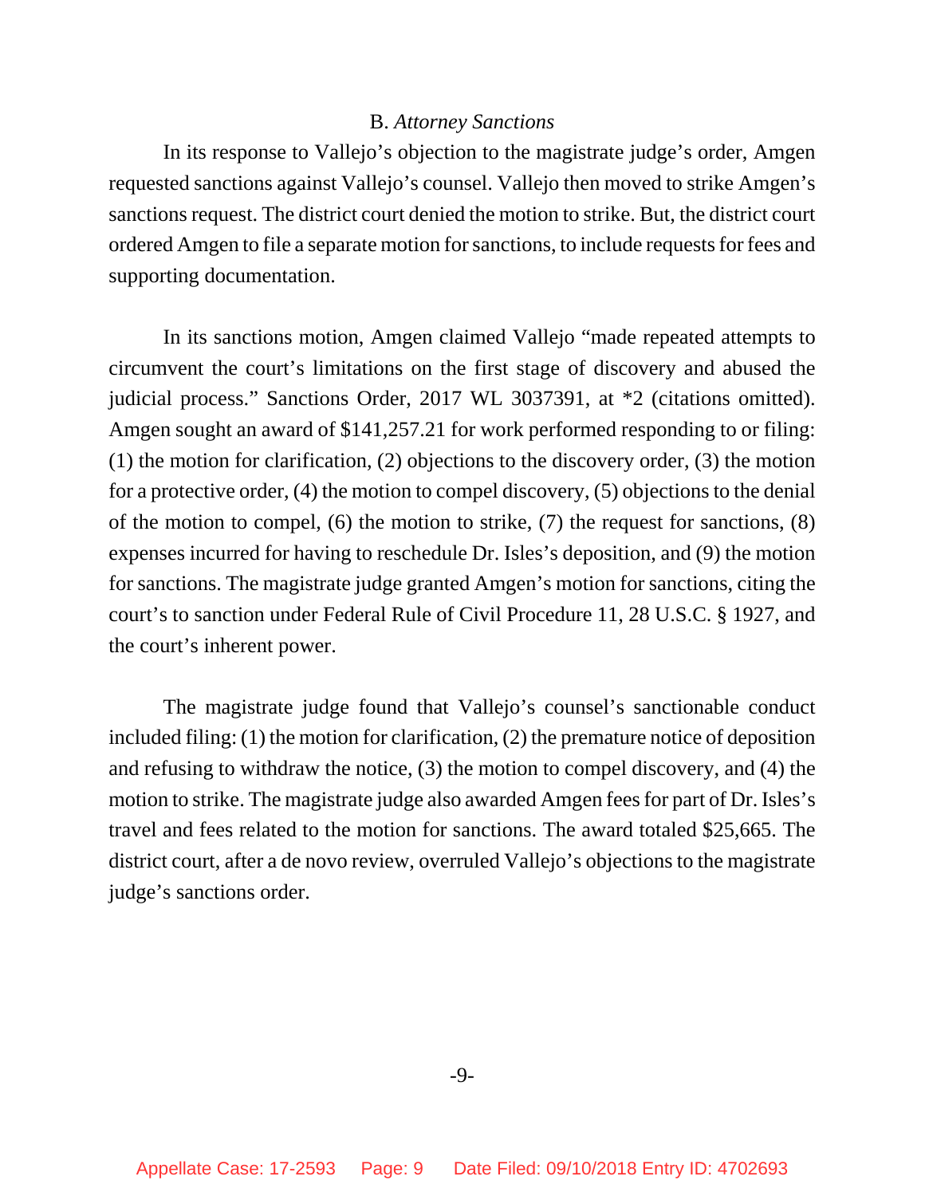### B. *Attorney Sanctions*

In its response to Vallejo's objection to the magistrate judge's order, Amgen requested sanctions against Vallejo's counsel. Vallejo then moved to strike Amgen's sanctions request. The district court denied the motion to strike. But, the district court ordered Amgen to file a separate motion for sanctions, to include requests for fees and supporting documentation.

In its sanctions motion, Amgen claimed Vallejo "made repeated attempts to circumvent the court's limitations on the first stage of discovery and abused the judicial process." Sanctions Order, 2017 WL 3037391, at *2 (citations omitted). Amgen sought an award of $141,257.21 for work performed responding to or filing: (1) the motion for clarification, (2) objections to the discovery order, (3) the motion for a protective order, (4) the motion to compel discovery, (5) objections to the denial of the motion to compel, (6) the motion to strike, (7) the request for sanctions, (8) expenses incurred for having to reschedule Dr. Isles's deposition, and (9) the motion for sanctions. The magistrate judge granted Amgen's motion for sanctions, citing the court's to sanction under Federal Rule of Civil Procedure 11, 28 U.S.C. § 1927, and the court's inherent power.

The magistrate judge found that Vallejo's counsel's sanctionable conduct included filing: (1) the motion for clarification, (2) the premature notice of deposition and refusing to withdraw the notice, (3) the motion to compel discovery, and (4) the motion to strike. The magistrate judge also awarded Amgen fees for part of Dr. Isles's travel and fees related to the motion for sanctions. The award totaled $25,665. The district court, after a de novo review, overruled Vallejo's objections to the magistrate judge's sanctions order.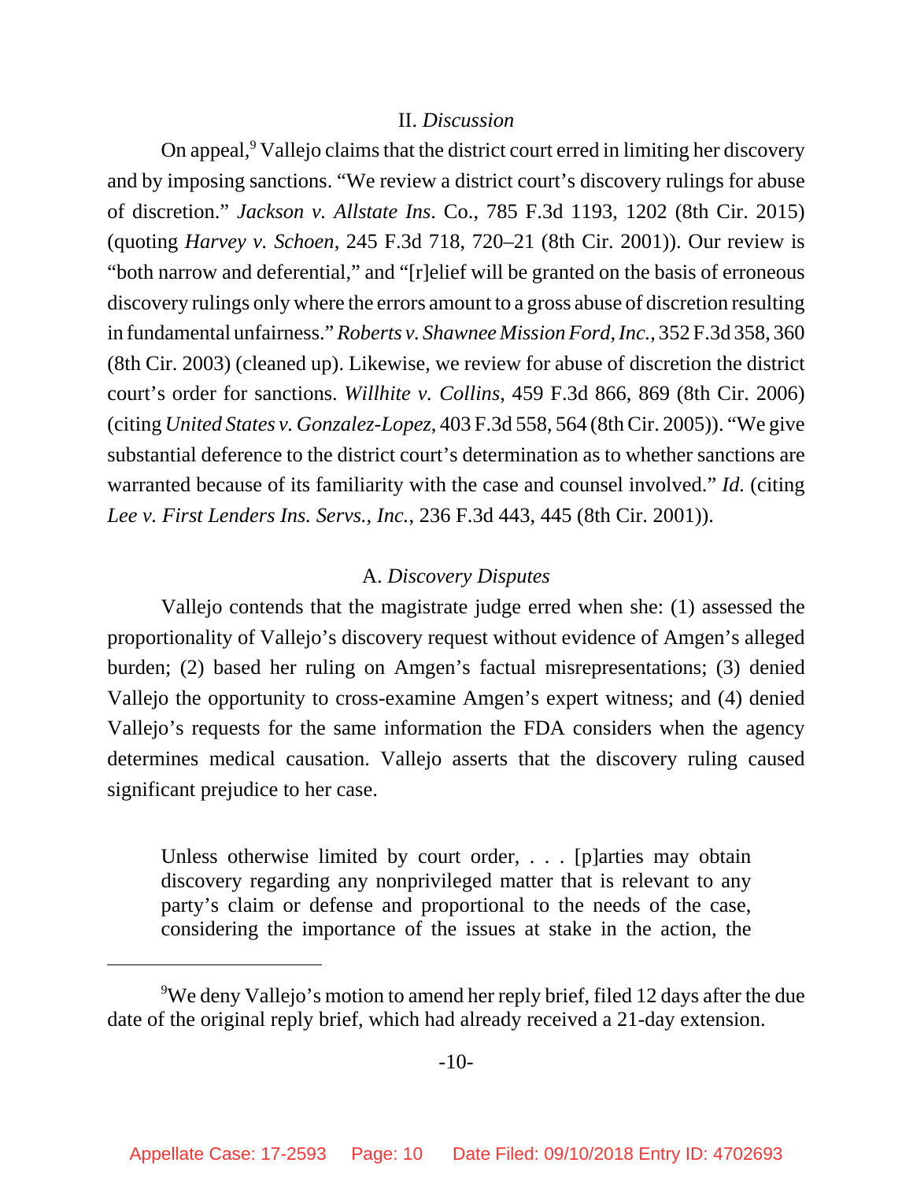## II. *Discussion*

On appeal,[9] Vallejo claims that the district court erred in limiting her discovery and by imposing sanctions. "We review a district court's discovery rulings for abuse of discretion." *Jackson v. Allstate Ins*. Co., 785 F.3d 1193, 1202 (8th Cir. 2015) (quoting *Harvey v. Schoen*, 245 F.3d 718, 720–21 (8th Cir. 2001)). Our review is "both narrow and deferential," and "[r]elief will be granted on the basis of erroneous discovery rulings only where the errors amount to a gross abuse of discretion resulting in fundamental unfairness." *Roberts v. Shawnee Mission Ford, Inc.*, 352 F.3d 358, 360 (8th Cir. 2003) (cleaned up). Likewise, we review for abuse of discretion the district court's order for sanctions. *Willhite v. Collins*, 459 F.3d 866, 869 (8th Cir. 2006) (citing *United States v. Gonzalez-Lopez*, 403 F.3d 558, 564 (8th Cir. 2005)). "We give substantial deference to the district court's determination as to whether sanctions are warranted because of its familiarity with the case and counsel involved." *Id.* (citing *Lee v. First Lenders Ins. Servs., Inc.*, 236 F.3d 443, 445 (8th Cir. 2001)).

### A. *Discovery Disputes*

Vallejo contends that the magistrate judge erred when she: (1) assessed the proportionality of Vallejo's discovery request without evidence of Amgen's alleged burden; (2) based her ruling on Amgen's factual misrepresentations; (3) denied Vallejo the opportunity to cross-examine Amgen's expert witness; and (4) denied Vallejo's requests for the same information the FDA considers when the agency determines medical causation. Vallejo asserts that the discovery ruling caused significant prejudice to her case.

> Unless otherwise limited by court order, . . . [p]arties may obtain discovery regarding any nonprivileged matter that is relevant to any party's claim or defense and proportional to the needs of the case, considering the importance of the issues at stake in the action, the

---

[9] We deny Vallejo's motion to amend her reply brief, filed 12 days after the due date of the original reply brief, which had already received a 21-day extension.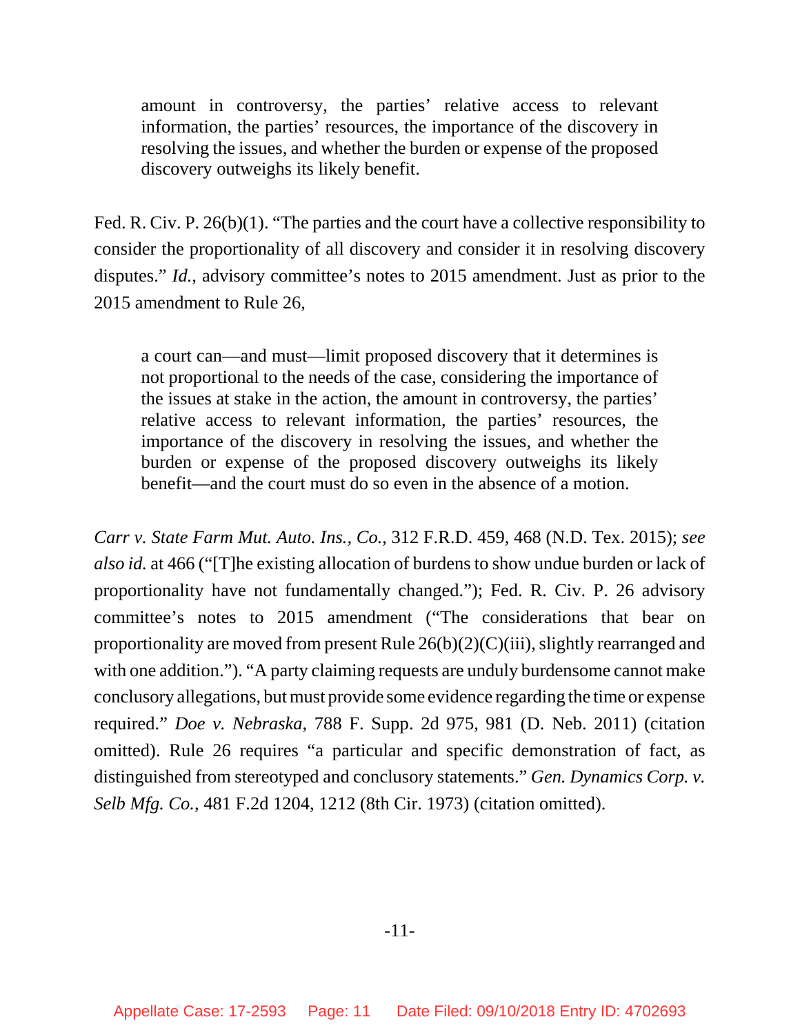> amount in controversy, the parties' relative access to relevant information, the parties' resources, the importance of the discovery in resolving the issues, and whether the burden or expense of the proposed discovery outweighs its likely benefit.

Fed. R. Civ. P. 26(b)(1). "The parties and the court have a collective responsibility to consider the proportionality of all discovery and consider it in resolving discovery disputes." *Id.*, advisory committee's notes to 2015 amendment. Just as prior to the 2015 amendment to Rule 26,

> a court can—and must—limit proposed discovery that it determines is not proportional to the needs of the case, considering the importance of the issues at stake in the action, the amount in controversy, the parties' relative access to relevant information, the parties' resources, the importance of the discovery in resolving the issues, and whether the burden or expense of the proposed discovery outweighs its likely benefit—and the court must do so even in the absence of a motion.

*Carr v. State Farm Mut. Auto. Ins., Co.*, 312 F.R.D. 459, 468 (N.D. Tex. 2015); *see also id.* at 466 ("[T]he existing allocation of burdens to show undue burden or lack of proportionality have not fundamentally changed."); Fed. R. Civ. P. 26 advisory committee's notes to 2015 amendment ("The considerations that bear on proportionality are moved from present Rule 26(b)(2)(C)(iii), slightly rearranged and with one addition."). "A party claiming requests are unduly burdensome cannot make conclusory allegations, but must provide some evidence regarding the time or expense required." *Doe v. Nebraska*, 788 F. Supp. 2d 975, 981 (D. Neb. 2011) (citation omitted). Rule 26 requires "a particular and specific demonstration of fact, as distinguished from stereotyped and conclusory statements." *Gen. Dynamics Corp. v. Selb Mfg. Co.*, 481 F.2d 1204, 1212 (8th Cir. 1973) (citation omitted).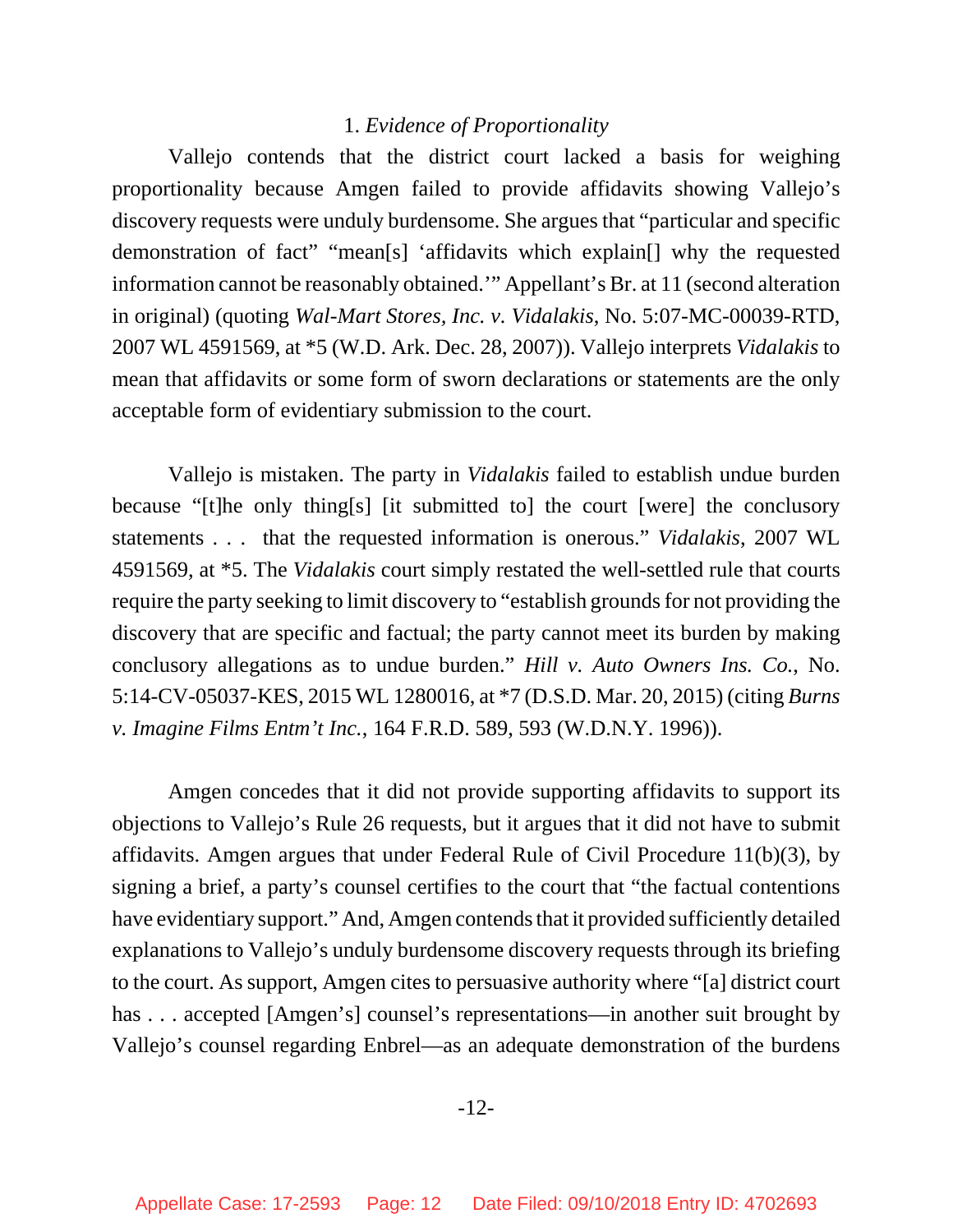### 1. *Evidence of Proportionality*

Vallejo contends that the district court lacked a basis for weighing proportionality because Amgen failed to provide affidavits showing Vallejo's discovery requests were unduly burdensome. She argues that "particular and specific demonstration of fact" "mean[s] 'affidavits which explain[] why the requested information cannot be reasonably obtained.'" Appellant's Br. at 11 (second alteration in original) (quoting *Wal-Mart Stores, Inc. v. Vidalakis*, No. 5:07-MC-00039-RTD, 2007 WL 4591569, at *5 (W.D. Ark. Dec. 28, 2007)). Vallejo interprets *Vidalakis* to mean that affidavits or some form of sworn declarations or statements are the only acceptable form of evidentiary submission to the court.

Vallejo is mistaken. The party in *Vidalakis* failed to establish undue burden because "[t]he only thing[s] [it submitted to] the court [were] the conclusory statements . . . that the requested information is onerous." *Vidalakis*, 2007 WL 4591569, at *5. The *Vidalakis* court simply restated the well-settled rule that courts require the party seeking to limit discovery to "establish grounds for not providing the discovery that are specific and factual; the party cannot meet its burden by making conclusory allegations as to undue burden." *Hill v. Auto Owners Ins. Co.*, No. 5:14-CV-05037-KES, 2015 WL 1280016, at *7 (D.S.D. Mar. 20, 2015) (citing *Burns v. Imagine Films Entm't Inc.*, 164 F.R.D. 589, 593 (W.D.N.Y. 1996)).

Amgen concedes that it did not provide supporting affidavits to support its objections to Vallejo's Rule 26 requests, but it argues that it did not have to submit affidavits. Amgen argues that under Federal Rule of Civil Procedure 11(b)(3), by signing a brief, a party's counsel certifies to the court that "the factual contentions have evidentiary support." And, Amgen contends that it provided sufficiently detailed explanations to Vallejo's unduly burdensome discovery requests through its briefing to the court. As support, Amgen cites to persuasive authority where "[a] district court has . . . accepted [Amgen's] counsel's representations—in another suit brought by Vallejo's counsel regarding Enbrel—as an adequate demonstration of the burdens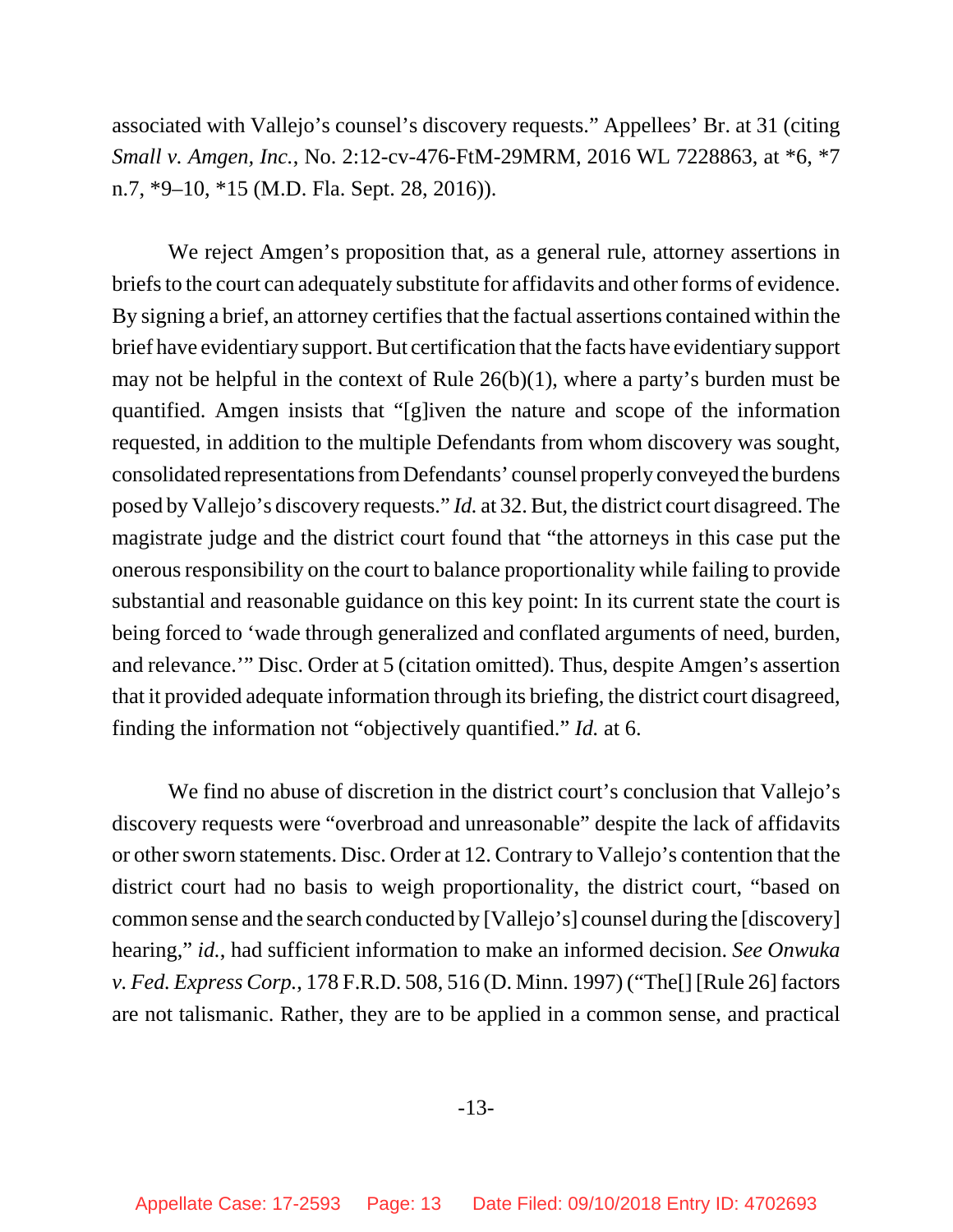associated with Vallejo's counsel's discovery requests." Appellees' Br. at 31 (citing *Small v. Amgen, Inc.*, No. 2:12-cv-476-FtM-29MRM, 2016 WL 7228863, at *6, *7 n.7, *9–10, *15 (M.D. Fla. Sept. 28, 2016)).

We reject Amgen's proposition that, as a general rule, attorney assertions in briefs to the court can adequately substitute for affidavits and other forms of evidence. By signing a brief, an attorney certifies that the factual assertions contained within the brief have evidentiary support. But certification that the facts have evidentiary support may not be helpful in the context of Rule 26(b)(1), where a party's burden must be quantified. Amgen insists that "[g]iven the nature and scope of the information requested, in addition to the multiple Defendants from whom discovery was sought, consolidated representations from Defendants' counsel properly conveyed the burdens posed by Vallejo's discovery requests." *Id.* at 32. But, the district court disagreed. The magistrate judge and the district court found that "the attorneys in this case put the onerous responsibility on the court to balance proportionality while failing to provide substantial and reasonable guidance on this key point: In its current state the court is being forced to 'wade through generalized and conflated arguments of need, burden, and relevance.'" Disc. Order at 5 (citation omitted). Thus, despite Amgen's assertion that it provided adequate information through its briefing, the district court disagreed, finding the information not "objectively quantified." *Id.* at 6.

We find no abuse of discretion in the district court's conclusion that Vallejo's discovery requests were "overbroad and unreasonable" despite the lack of affidavits or other sworn statements. Disc. Order at 12. Contrary to Vallejo's contention that the district court had no basis to weigh proportionality, the district court, "based on common sense and the search conducted by [Vallejo's] counsel during the [discovery] hearing," *id.*, had sufficient information to make an informed decision. *See Onwuka v. Fed. Express Corp.*, 178 F.R.D. 508, 516 (D. Minn. 1997) ("The[] [Rule 26] factors are not talismanic. Rather, they are to be applied in a common sense, and practical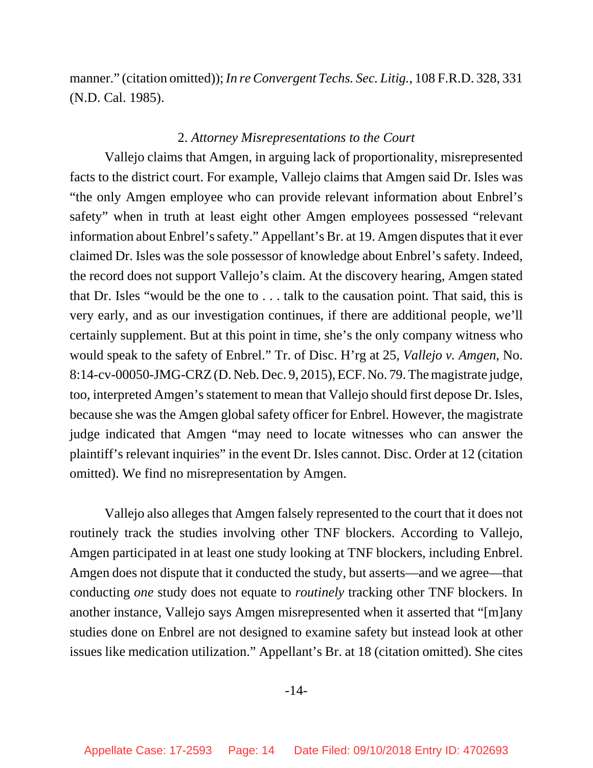manner." (citation omitted)); *In re Convergent Techs. Sec. Litig.*, 108 F.R.D. 328, 331 (N.D. Cal. 1985).

2. *Attorney Misrepresentations to the Court*

Vallejo claims that Amgen, in arguing lack of proportionality, misrepresented facts to the district court. For example, Vallejo claims that Amgen said Dr. Isles was "the only Amgen employee who can provide relevant information about Enbrel's safety" when in truth at least eight other Amgen employees possessed "relevant information about Enbrel's safety." Appellant's Br. at 19. Amgen disputes that it ever claimed Dr. Isles was the sole possessor of knowledge about Enbrel's safety. Indeed, the record does not support Vallejo's claim. At the discovery hearing, Amgen stated that Dr. Isles "would be the one to . . . talk to the causation point. That said, this is very early, and as our investigation continues, if there are additional people, we'll certainly supplement. But at this point in time, she's the only company witness who would speak to the safety of Enbrel." Tr. of Disc. H'rg at 25, *Vallejo v. Amgen*, No. 8:14-cv-00050-JMG-CRZ (D. Neb. Dec. 9, 2015), ECF. No. 79. The magistrate judge, too, interpreted Amgen's statement to mean that Vallejo should first depose Dr. Isles, because she was the Amgen global safety officer for Enbrel. However, the magistrate judge indicated that Amgen "may need to locate witnesses who can answer the plaintiff's relevant inquiries" in the event Dr. Isles cannot. Disc. Order at 12 (citation omitted). We find no misrepresentation by Amgen.

Vallejo also alleges that Amgen falsely represented to the court that it does not routinely track the studies involving other TNF blockers. According to Vallejo, Amgen participated in at least one study looking at TNF blockers, including Enbrel. Amgen does not dispute that it conducted the study, but asserts—and we agree—that conducting *one* study does not equate to *routinely* tracking other TNF blockers. In another instance, Vallejo says Amgen misrepresented when it asserted that "[m]any studies done on Enbrel are not designed to examine safety but instead look at other issues like medication utilization." Appellant's Br. at 18 (citation omitted). She cites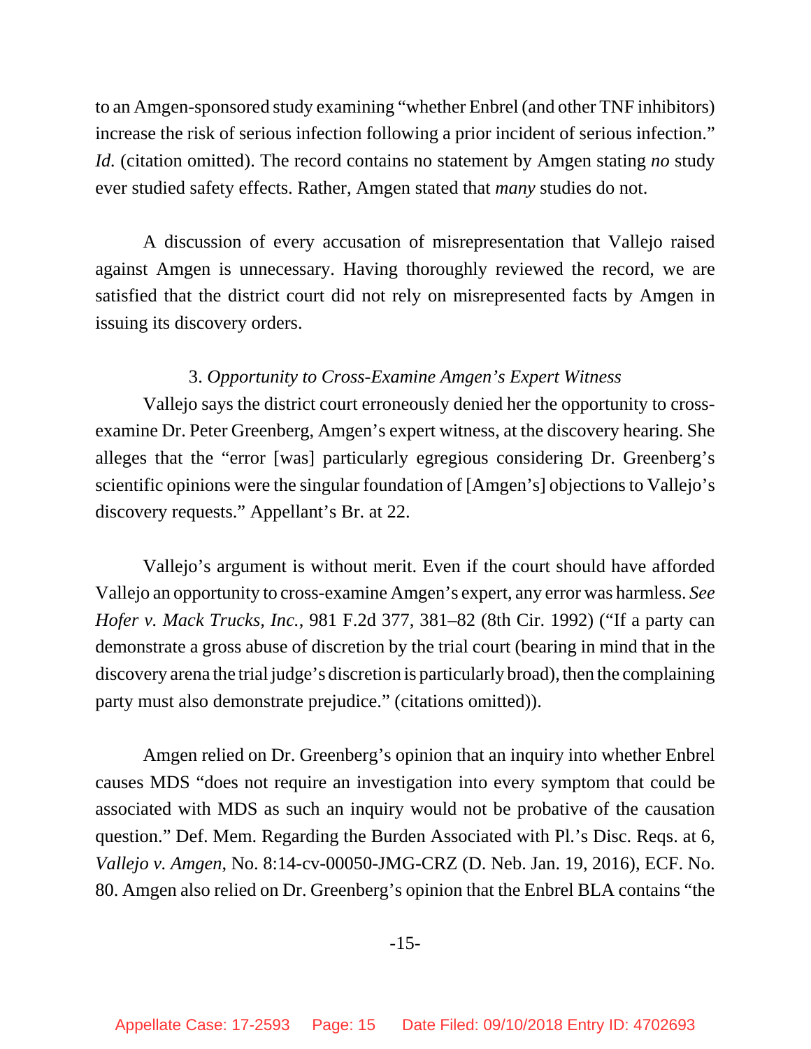to an Amgen-sponsored study examining "whether Enbrel (and other TNF inhibitors) increase the risk of serious infection following a prior incident of serious infection." *Id.* (citation omitted). The record contains no statement by Amgen stating *no* study ever studied safety effects. Rather, Amgen stated that *many* studies do not.

A discussion of every accusation of misrepresentation that Vallejo raised against Amgen is unnecessary. Having thoroughly reviewed the record, we are satisfied that the district court did not rely on misrepresented facts by Amgen in issuing its discovery orders.

3. *Opportunity to Cross-Examine Amgen's Expert Witness*

Vallejo says the district court erroneously denied her the opportunity to cross-examine Dr. Peter Greenberg, Amgen's expert witness, at the discovery hearing. She alleges that the "error [was] particularly egregious considering Dr. Greenberg's scientific opinions were the singular foundation of [Amgen's] objections to Vallejo's discovery requests." Appellant's Br. at 22.

Vallejo's argument is without merit. Even if the court should have afforded Vallejo an opportunity to cross-examine Amgen's expert, any error was harmless. *See Hofer v. Mack Trucks, Inc.*, 981 F.2d 377, 381–82 (8th Cir. 1992) ("If a party can demonstrate a gross abuse of discretion by the trial court (bearing in mind that in the discovery arena the trial judge's discretion is particularly broad), then the complaining party must also demonstrate prejudice." (citations omitted)).

Amgen relied on Dr. Greenberg's opinion that an inquiry into whether Enbrel causes MDS "does not require an investigation into every symptom that could be associated with MDS as such an inquiry would not be probative of the causation question." Def. Mem. Regarding the Burden Associated with Pl.'s Disc. Reqs. at 6, *Vallejo v. Amgen*, No. 8:14-cv-00050-JMG-CRZ (D. Neb. Jan. 19, 2016), ECF. No. 80. Amgen also relied on Dr. Greenberg's opinion that the Enbrel BLA contains "the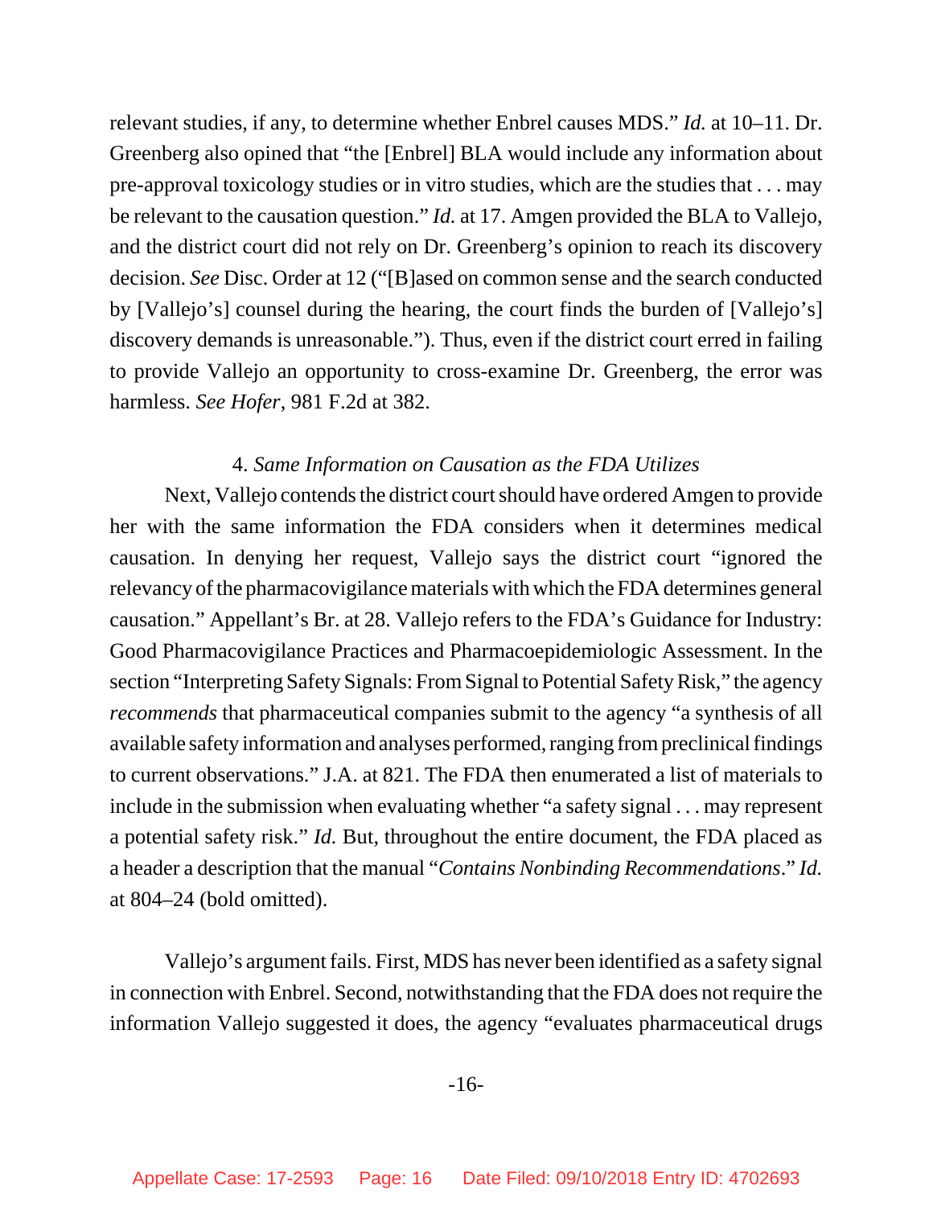relevant studies, if any, to determine whether Enbrel causes MDS." *Id.* at 10–11. Dr. Greenberg also opined that "the [Enbrel] BLA would include any information about pre-approval toxicology studies or in vitro studies, which are the studies that . . . may be relevant to the causation question." *Id.* at 17. Amgen provided the BLA to Vallejo, and the district court did not rely on Dr. Greenberg's opinion to reach its discovery decision. *See* Disc. Order at 12 ("[B]ased on common sense and the search conducted by [Vallejo's] counsel during the hearing, the court finds the burden of [Vallejo's] discovery demands is unreasonable."). Thus, even if the district court erred in failing to provide Vallejo an opportunity to cross-examine Dr. Greenberg, the error was harmless. *See Hofer*, 981 F.2d at 382.

4. *Same Information on Causation as the FDA Utilizes*

Next, Vallejo contends the district court should have ordered Amgen to provide her with the same information the FDA considers when it determines medical causation. In denying her request, Vallejo says the district court "ignored the relevancy of the pharmacovigilance materials with which the FDA determines general causation." Appellant's Br. at 28. Vallejo refers to the FDA's Guidance for Industry: Good Pharmacovigilance Practices and Pharmacoepidemiologic Assessment. In the section "Interpreting Safety Signals: From Signal to Potential Safety Risk," the agency *recommends* that pharmaceutical companies submit to the agency "a synthesis of all available safety information and analyses performed, ranging from preclinical findings to current observations." J.A. at 821. The FDA then enumerated a list of materials to include in the submission when evaluating whether "a safety signal . . . may represent a potential safety risk." *Id.* But, throughout the entire document, the FDA placed as a header a description that the manual "*Contains Nonbinding Recommendations*." *Id.* at 804–24 (bold omitted).

Vallejo's argument fails. First, MDS has never been identified as a safety signal in connection with Enbrel. Second, notwithstanding that the FDA does not require the information Vallejo suggested it does, the agency "evaluates pharmaceutical drugs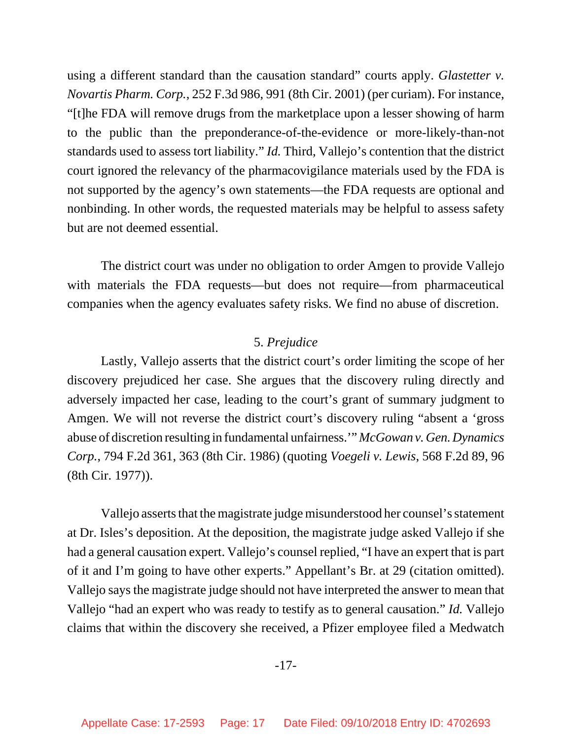using a different standard than the causation standard" courts apply. *Glastetter v. Novartis Pharm. Corp.*, 252 F.3d 986, 991 (8th Cir. 2001) (per curiam). For instance, "[t]he FDA will remove drugs from the marketplace upon a lesser showing of harm to the public than the preponderance-of-the-evidence or more-likely-than-not standards used to assess tort liability." *Id.* Third, Vallejo's contention that the district court ignored the relevancy of the pharmacovigilance materials used by the FDA is not supported by the agency's own statements—the FDA requests are optional and nonbinding. In other words, the requested materials may be helpful to assess safety but are not deemed essential.

The district court was under no obligation to order Amgen to provide Vallejo with materials the FDA requests—but does not require—from pharmaceutical companies when the agency evaluates safety risks. We find no abuse of discretion.

### 5. *Prejudice*

Lastly, Vallejo asserts that the district court's order limiting the scope of her discovery prejudiced her case. She argues that the discovery ruling directly and adversely impacted her case, leading to the court's grant of summary judgment to Amgen. We will not reverse the district court's discovery ruling "absent a 'gross abuse of discretion resulting in fundamental unfairness.'" *McGowan v. Gen. Dynamics Corp.*, 794 F.2d 361, 363 (8th Cir. 1986) (quoting *Voegeli v. Lewis*, 568 F.2d 89, 96 (8th Cir. 1977)).

Vallejo asserts that the magistrate judge misunderstood her counsel's statement at Dr. Isles's deposition. At the deposition, the magistrate judge asked Vallejo if she had a general causation expert. Vallejo's counsel replied, "I have an expert that is part of it and I'm going to have other experts." Appellant's Br. at 29 (citation omitted). Vallejo says the magistrate judge should not have interpreted the answer to mean that Vallejo "had an expert who was ready to testify as to general causation." *Id.* Vallejo claims that within the discovery she received, a Pfizer employee filed a Medwatch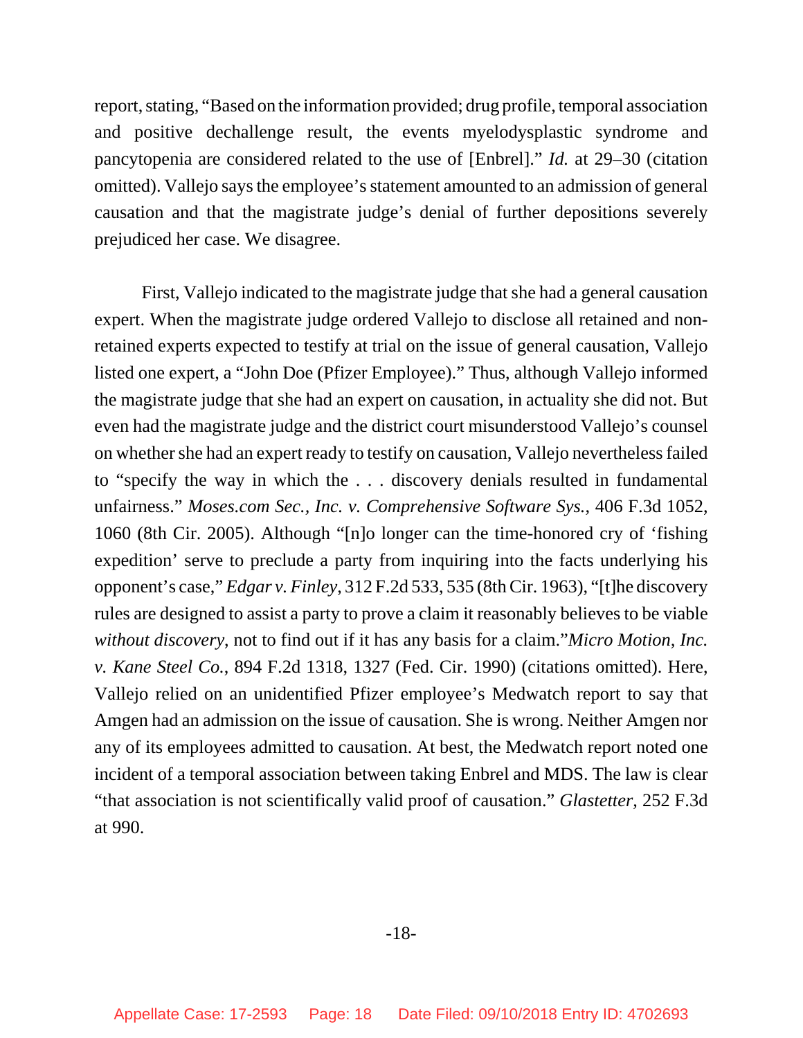report, stating, "Based on the information provided; drug profile, temporal association and positive dechallenge result, the events myelodysplastic syndrome and pancytopenia are considered related to the use of [Enbrel]." *Id.* at 29–30 (citation omitted). Vallejo says the employee's statement amounted to an admission of general causation and that the magistrate judge's denial of further depositions severely prejudiced her case. We disagree.

First, Vallejo indicated to the magistrate judge that she had a general causation expert. When the magistrate judge ordered Vallejo to disclose all retained and non-retained experts expected to testify at trial on the issue of general causation, Vallejo listed one expert, a "John Doe (Pfizer Employee)." Thus, although Vallejo informed the magistrate judge that she had an expert on causation, in actuality she did not. But even had the magistrate judge and the district court misunderstood Vallejo's counsel on whether she had an expert ready to testify on causation, Vallejo nevertheless failed to "specify the way in which the . . . discovery denials resulted in fundamental unfairness." *Moses.com Sec., Inc. v. Comprehensive Software Sys.*, 406 F.3d 1052, 1060 (8th Cir. 2005). Although "[n]o longer can the time-honored cry of 'fishing expedition' serve to preclude a party from inquiring into the facts underlying his opponent's case," *Edgar v. Finley*, 312 F.2d 533, 535 (8th Cir. 1963), "[t]he discovery rules are designed to assist a party to prove a claim it reasonably believes to be viable *without discovery*, not to find out if it has any basis for a claim."*Micro Motion, Inc. v. Kane Steel Co.*, 894 F.2d 1318, 1327 (Fed. Cir. 1990) (citations omitted). Here, Vallejo relied on an unidentified Pfizer employee's Medwatch report to say that Amgen had an admission on the issue of causation. She is wrong. Neither Amgen nor any of its employees admitted to causation. At best, the Medwatch report noted one incident of a temporal association between taking Enbrel and MDS. The law is clear "that association is not scientifically valid proof of causation." *Glastetter*, 252 F.3d at 990.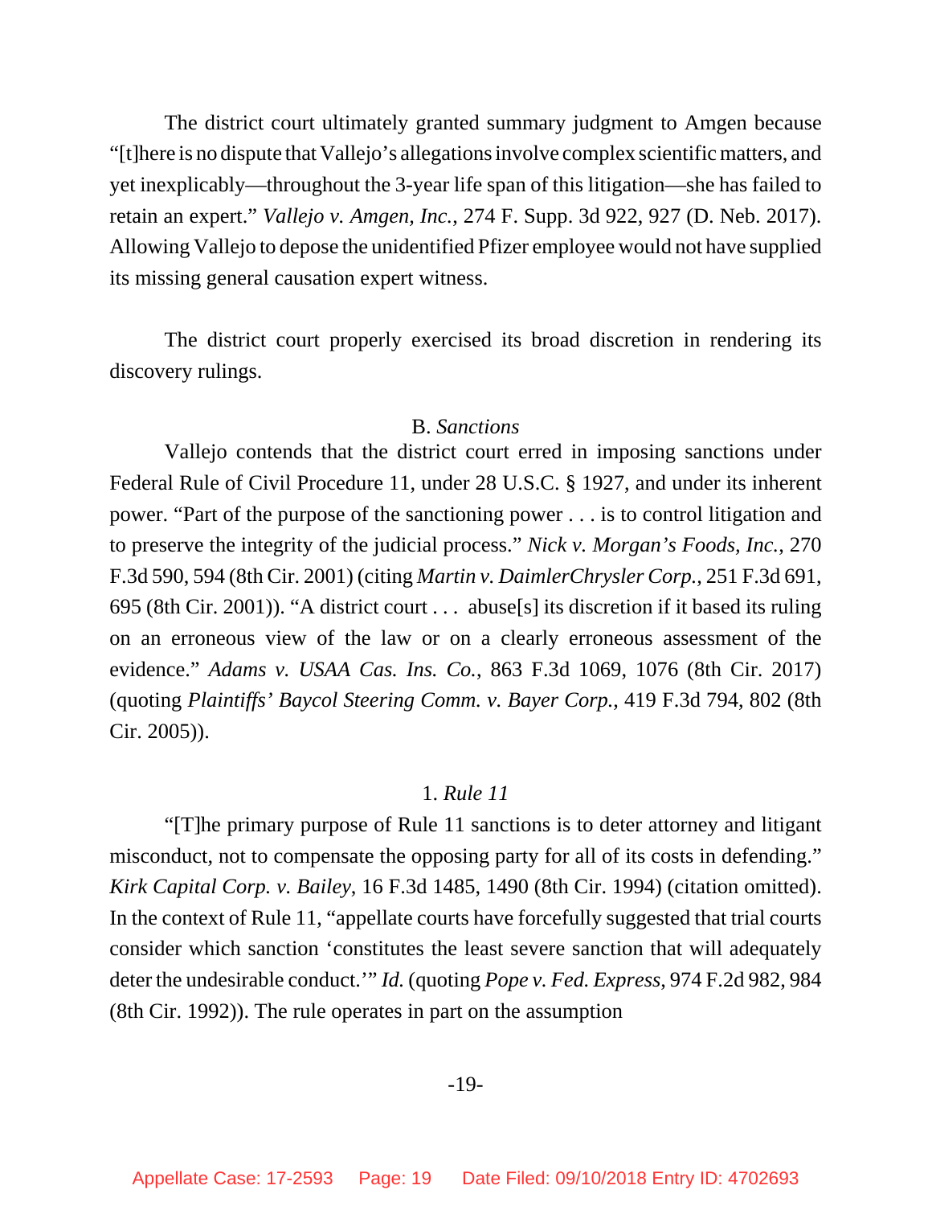The district court ultimately granted summary judgment to Amgen because "[t]here is no dispute that Vallejo's allegations involve complex scientific matters, and yet inexplicably—throughout the 3-year life span of this litigation—she has failed to retain an expert." *Vallejo v. Amgen, Inc.*, 274 F. Supp. 3d 922, 927 (D. Neb. 2017). Allowing Vallejo to depose the unidentified Pfizer employee would not have supplied its missing general causation expert witness.

The district court properly exercised its broad discretion in rendering its discovery rulings.

### B. *Sanctions*

Vallejo contends that the district court erred in imposing sanctions under Federal Rule of Civil Procedure 11, under 28 U.S.C. § 1927, and under its inherent power. "Part of the purpose of the sanctioning power . . . is to control litigation and to preserve the integrity of the judicial process." *Nick v. Morgan's Foods, Inc.*, 270 F.3d 590, 594 (8th Cir. 2001) (citing *Martin v. DaimlerChrysler Corp.*, 251 F.3d 691, 695 (8th Cir. 2001)). "A district court . . . abuse[s] its discretion if it based its ruling on an erroneous view of the law or on a clearly erroneous assessment of the evidence." *Adams v. USAA Cas. Ins. Co.*, 863 F.3d 1069, 1076 (8th Cir. 2017) (quoting *Plaintiffs' Baycol Steering Comm. v. Bayer Corp.*, 419 F.3d 794, 802 (8th Cir. 2005)).

#### 1. *Rule 11*

"[T]he primary purpose of Rule 11 sanctions is to deter attorney and litigant misconduct, not to compensate the opposing party for all of its costs in defending." *Kirk Capital Corp. v. Bailey*, 16 F.3d 1485, 1490 (8th Cir. 1994) (citation omitted). In the context of Rule 11, "appellate courts have forcefully suggested that trial courts consider which sanction 'constitutes the least severe sanction that will adequately deter the undesirable conduct.'" *Id.* (quoting *Pope v. Fed. Express*, 974 F.2d 982, 984 (8th Cir. 1992)). The rule operates in part on the assumption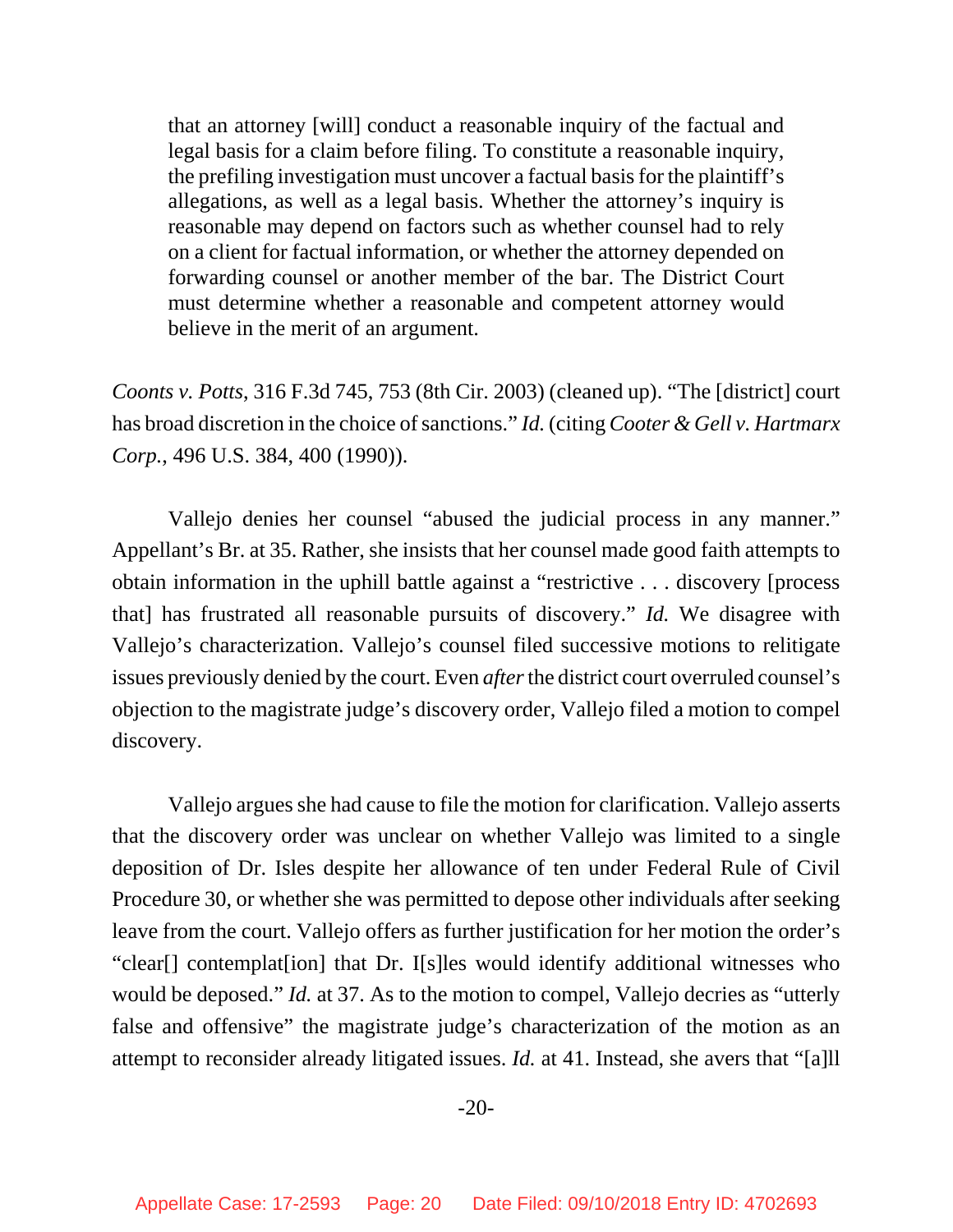> that an attorney [will] conduct a reasonable inquiry of the factual and legal basis for a claim before filing. To constitute a reasonable inquiry, the prefiling investigation must uncover a factual basis for the plaintiff's allegations, as well as a legal basis. Whether the attorney's inquiry is reasonable may depend on factors such as whether counsel had to rely on a client for factual information, or whether the attorney depended on forwarding counsel or another member of the bar. The District Court must determine whether a reasonable and competent attorney would believe in the merit of an argument.

*Coonts v. Potts*, 316 F.3d 745, 753 (8th Cir. 2003) (cleaned up). "The [district] court has broad discretion in the choice of sanctions." *Id.* (citing *Cooter & Gell v. Hartmarx Corp.*, 496 U.S. 384, 400 (1990)).

Vallejo denies her counsel "abused the judicial process in any manner." Appellant's Br. at 35. Rather, she insists that her counsel made good faith attempts to obtain information in the uphill battle against a "restrictive . . . discovery [process that] has frustrated all reasonable pursuits of discovery." *Id.* We disagree with Vallejo's characterization. Vallejo's counsel filed successive motions to relitigate issues previously denied by the court. Even *after* the district court overruled counsel's objection to the magistrate judge's discovery order, Vallejo filed a motion to compel discovery.

Vallejo argues she had cause to file the motion for clarification. Vallejo asserts that the discovery order was unclear on whether Vallejo was limited to a single deposition of Dr. Isles despite her allowance of ten under Federal Rule of Civil Procedure 30, or whether she was permitted to depose other individuals after seeking leave from the court. Vallejo offers as further justification for her motion the order's "clear[] contemplat[ion] that Dr. I[s]les would identify additional witnesses who would be deposed." *Id.* at 37. As to the motion to compel, Vallejo decries as "utterly false and offensive" the magistrate judge's characterization of the motion as an attempt to reconsider already litigated issues. *Id.* at 41. Instead, she avers that "[a]ll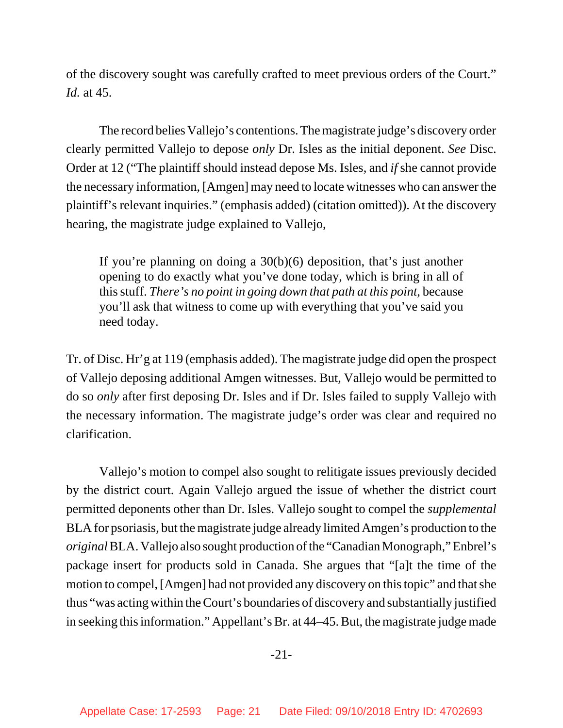of the discovery sought was carefully crafted to meet previous orders of the Court." *Id.* at 45.

The record belies Vallejo's contentions. The magistrate judge's discovery order clearly permitted Vallejo to depose *only* Dr. Isles as the initial deponent. *See* Disc. Order at 12 ("The plaintiff should instead depose Ms. Isles, and *if* she cannot provide the necessary information, [Amgen] may need to locate witnesses who can answer the plaintiff's relevant inquiries." (emphasis added) (citation omitted)). At the discovery hearing, the magistrate judge explained to Vallejo,

> If you're planning on doing a 30(b)(6) deposition, that's just another opening to do exactly what you've done today, which is bring in all of this stuff. *There's no point in going down that path at this point*, because you'll ask that witness to come up with everything that you've said you need today.

Tr. of Disc. Hr'g at 119 (emphasis added). The magistrate judge did open the prospect of Vallejo deposing additional Amgen witnesses. But, Vallejo would be permitted to do so *only* after first deposing Dr. Isles and if Dr. Isles failed to supply Vallejo with the necessary information. The magistrate judge's order was clear and required no clarification.

Vallejo's motion to compel also sought to relitigate issues previously decided by the district court. Again Vallejo argued the issue of whether the district court permitted deponents other than Dr. Isles. Vallejo sought to compel the *supplemental* BLA for psoriasis, but the magistrate judge already limited Amgen's production to the *original* BLA. Vallejo also sought production of the "Canadian Monograph," Enbrel's package insert for products sold in Canada. She argues that "[a]t the time of the motion to compel, [Amgen] had not provided any discovery on this topic" and that she thus "was acting within the Court's boundaries of discovery and substantially justified in seeking this information." Appellant's Br. at 44–45. But, the magistrate judge made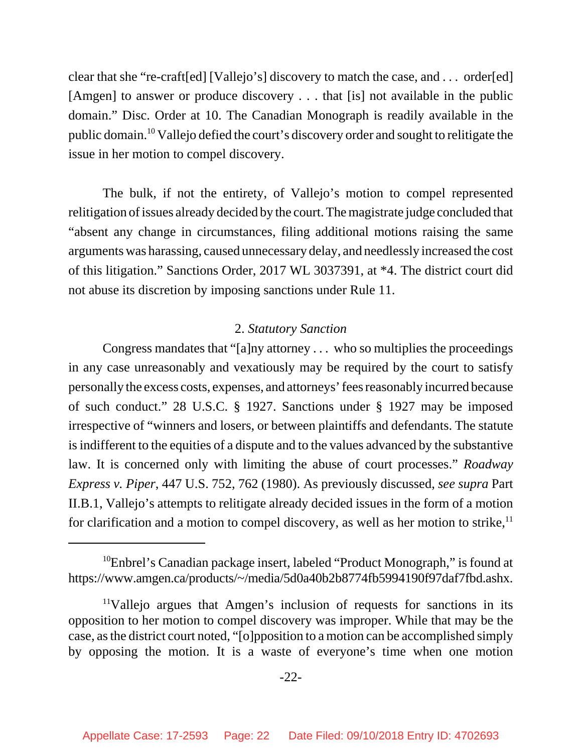clear that she "re-craft[ed] [Vallejo's] discovery to match the case, and . . . order[ed] [Amgen] to answer or produce discovery . . . that [is] not available in the public domain." Disc. Order at 10. The Canadian Monograph is readily available in the public domain.[10] Vallejo defied the court's discovery order and sought to relitigate the issue in her motion to compel discovery.

The bulk, if not the entirety, of Vallejo's motion to compel represented relitigation of issues already decided by the court. The magistrate judge concluded that "absent any change in circumstances, filing additional motions raising the same arguments was harassing, caused unnecessary delay, and needlessly increased the cost of this litigation." Sanctions Order, 2017 WL 3037391, at *4. The district court did not abuse its discretion by imposing sanctions under Rule 11.

2. *Statutory Sanction*

Congress mandates that "[a]ny attorney . . . who so multiplies the proceedings in any case unreasonably and vexatiously may be required by the court to satisfy personally the excess costs, expenses, and attorneys' fees reasonably incurred because of such conduct." 28 U.S.C. § 1927. Sanctions under § 1927 may be imposed irrespective of "winners and losers, or between plaintiffs and defendants. The statute is indifferent to the equities of a dispute and to the values advanced by the substantive law. It is concerned only with limiting the abuse of court processes." *Roadway Express v. Piper*, 447 U.S. 752, 762 (1980). As previously discussed, *see supra* Part II.B.1, Vallejo's attempts to relitigate already decided issues in the form of a motion for clarification and a motion to compel discovery, as well as her motion to strike,[11]

---

[10]Enbrel's Canadian package insert, labeled "Product Monograph," is found at https://www.amgen.ca/products/~/media/5d0a40b2b8774fb5994190f97daf7fbd.ashx.

[11]Vallejo argues that Amgen's inclusion of requests for sanctions in its opposition to her motion to compel discovery was improper. While that may be the case, as the district court noted, "[o]pposition to a motion can be accomplished simply by opposing the motion. It is a waste of everyone's time when one motion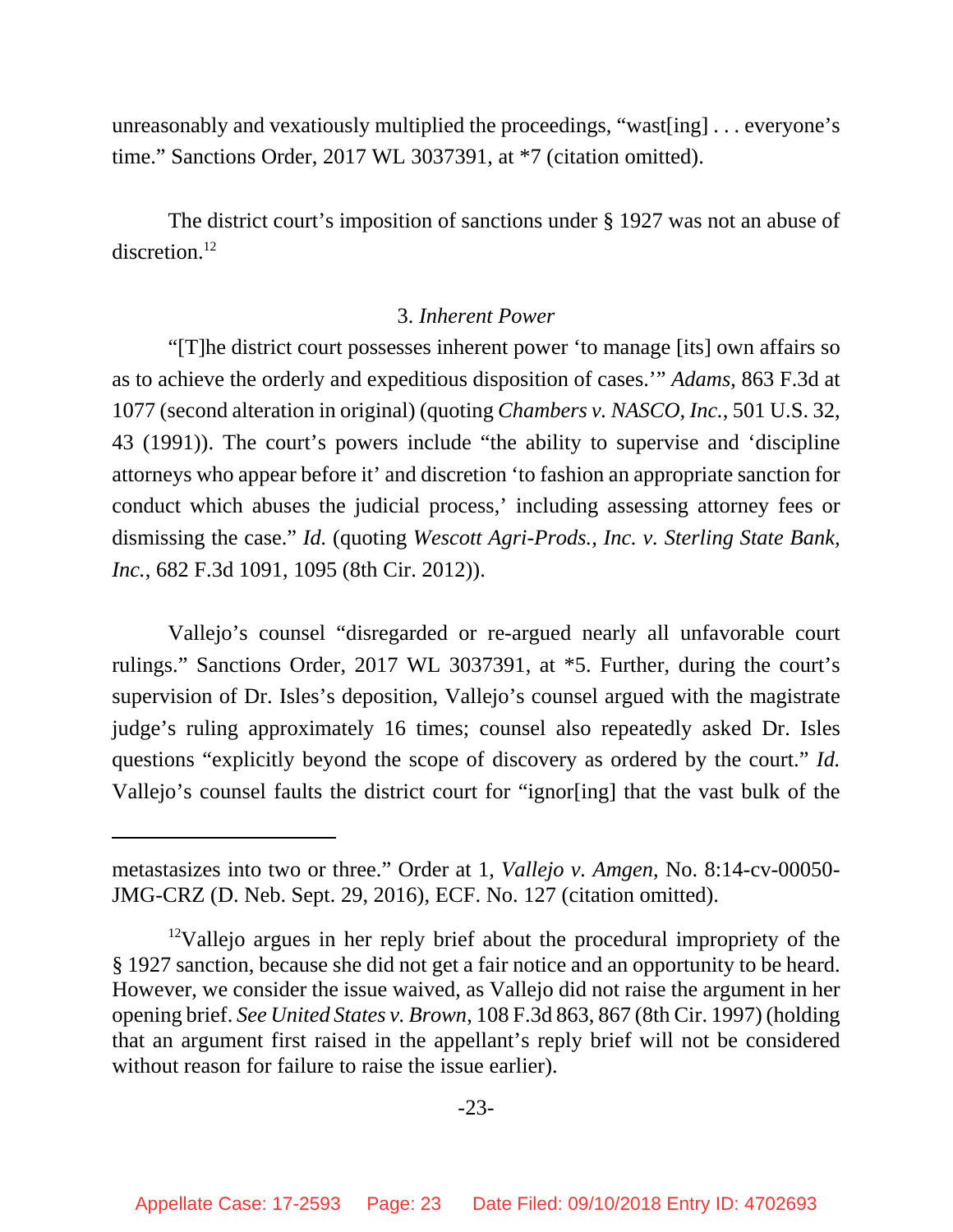unreasonably and vexatiously multiplied the proceedings, "wast[ing] . . . everyone's time." Sanctions Order, 2017 WL 3037391, at *7 (citation omitted).

The district court's imposition of sanctions under § 1927 was not an abuse of discretion.[12]

### 3. *Inherent Power*

"[T]he district court possesses inherent power 'to manage [its] own affairs so as to achieve the orderly and expeditious disposition of cases.'" *Adams*, 863 F.3d at 1077 (second alteration in original) (quoting *Chambers v. NASCO, Inc.*, 501 U.S. 32, 43 (1991)). The court's powers include "the ability to supervise and 'discipline attorneys who appear before it' and discretion 'to fashion an appropriate sanction for conduct which abuses the judicial process,' including assessing attorney fees or dismissing the case." *Id.* (quoting *Wescott Agri-Prods., Inc. v. Sterling State Bank, Inc.*, 682 F.3d 1091, 1095 (8th Cir. 2012)).

Vallejo's counsel "disregarded or re-argued nearly all unfavorable court rulings." Sanctions Order, 2017 WL 3037391, at *5. Further, during the court's supervision of Dr. Isles's deposition, Vallejo's counsel argued with the magistrate judge's ruling approximately 16 times; counsel also repeatedly asked Dr. Isles questions "explicitly beyond the scope of discovery as ordered by the court." *Id.* Vallejo's counsel faults the district court for "ignor[ing] that the vast bulk of the

---

metastasizes into two or three." Order at 1, *Vallejo v. Amgen*, No. 8:14-cv-00050-JMG-CRZ (D. Neb. Sept. 29, 2016), ECF. No. 127 (citation omitted).

[12] Vallejo argues in her reply brief about the procedural impropriety of the § 1927 sanction, because she did not get a fair notice and an opportunity to be heard. However, we consider the issue waived, as Vallejo did not raise the argument in her opening brief. *See United States v. Brown*, 108 F.3d 863, 867 (8th Cir. 1997) (holding that an argument first raised in the appellant's reply brief will not be considered without reason for failure to raise the issue earlier).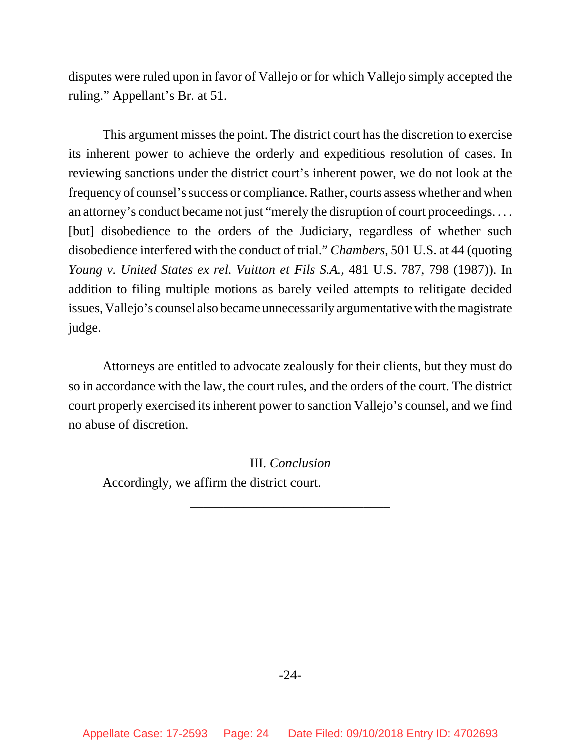disputes were ruled upon in favor of Vallejo or for which Vallejo simply accepted the ruling." Appellant's Br. at 51.

This argument misses the point. The district court has the discretion to exercise its inherent power to achieve the orderly and expeditious resolution of cases. In reviewing sanctions under the district court's inherent power, we do not look at the frequency of counsel's success or compliance. Rather, courts assess whether and when an attorney's conduct became not just "merely the disruption of court proceedings. . . . [but] disobedience to the orders of the Judiciary, regardless of whether such disobedience interfered with the conduct of trial." *Chambers*, 501 U.S. at 44 (quoting *Young v. United States ex rel. Vuitton et Fils S.A.*, 481 U.S. 787, 798 (1987)). In addition to filing multiple motions as barely veiled attempts to relitigate decided issues, Vallejo's counsel also became unnecessarily argumentative with the magistrate judge.

Attorneys are entitled to advocate zealously for their clients, but they must do so in accordance with the law, the court rules, and the orders of the court. The district court properly exercised its inherent power to sanction Vallejo's counsel, and we find no abuse of discretion.

## III. *Conclusion*

Accordingly, we affirm the district court.

______________________________